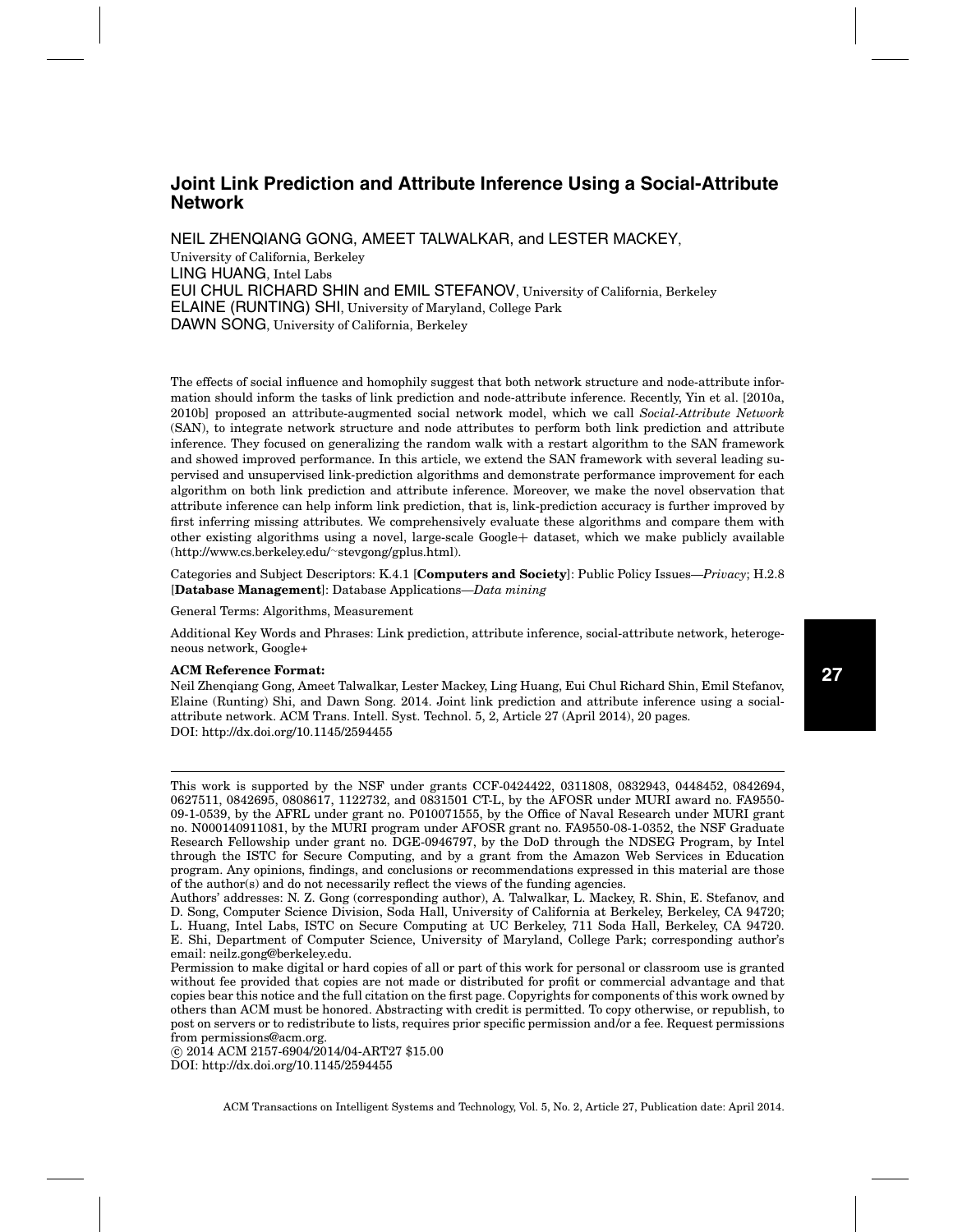# Joint Link Prediction and Attribute Inference Using a Social-Attribute Network

NEIL ZHENQIANG GONG, AMEET TALWALKAR, and LESTER MACKEY,
University of California, Berkeley
LING HUANG, Intel Labs
EUI CHUL RICHARD SHIN and EMIL STEFANOV, University of California, Berkeley
ELAINE (RUNTING) SHI, University of Maryland, College Park
DAWN SONG, University of California, Berkeley

The effects of social influence and homophily suggest that both network structure and node-attribute information should inform the tasks of link prediction and node-attribute inference. Recently, Yin et al. [2010a, 2010b] proposed an attribute-augmented social network model, which we call *Social-Attribute Network* (SAN), to integrate network structure and node attributes to perform both link prediction and attribute inference. They focused on generalizing the random walk with a restart algorithm to the SAN framework and showed improved performance. In this article, we extend the SAN framework with several leading supervised and unsupervised link-prediction algorithms and demonstrate performance improvement for each algorithm on both link prediction and attribute inference. Moreover, we make the novel observation that attribute inference can help inform link prediction, that is, link-prediction accuracy is further improved by first inferring missing attributes. We comprehensively evaluate these algorithms and compare them with other existing algorithms using a novel, large-scale Google+ dataset, which we make publicly available (http://www.cs.berkeley.edu/~stevgong/gplus.html).

Categories and Subject Descriptors: K.4.1 [**Computers and Society**]: Public Policy Issues—*Privacy*; H.2.8 [**Database Management**]: Database Applications—*Data mining*

General Terms: Algorithms, Measurement

Additional Key Words and Phrases: Link prediction, attribute inference, social-attribute network, heterogeneous network, Google+

**ACM Reference Format:**
Neil Zhenqiang Gong, Ameet Talwalkar, Lester Mackey, Ling Huang, Eui Chul Richard Shin, Emil Stefanov, Elaine (Runting) Shi, and Dawn Song. 2014. Joint link prediction and attribute inference using a social-attribute network. ACM Trans. Intell. Syst. Technol. 5, 2, Article 27 (April 2014), 20 pages.
DOI: http://dx.doi.org/10.1145/2594455

---

This work is supported by the NSF under grants CCF-0424422, 0311808, 0832943, 0448452, 0842694, 0627511, 0842695, 0808617, 1122732, and 0831501 CT-L, by the AFOSR under MURI award no. FA9550-09-1-0539, by the AFRL under grant no. P010071555, by the Office of Naval Research under MURI grant no. N000140911081, by the MURI program under AFOSR grant no. FA9550-08-1-0352, the NSF Graduate Research Fellowship under grant no. DGE-0946797, by the DoD through the NDSEG Program, by Intel through the ISTC for Secure Computing, and by a grant from the Amazon Web Services in Education program. Any opinions, findings, and conclusions or recommendations expressed in this material are those of the author(s) and do not necessarily reflect the views of the funding agencies.

Authors' addresses: N. Z. Gong (corresponding author), A. Talwalkar, L. Mackey, R. Shin, E. Stefanov, and D. Song, Computer Science Division, Soda Hall, University of California at Berkeley, Berkeley, CA 94720; L. Huang, Intel Labs, ISTC on Secure Computing at UC Berkeley, 711 Soda Hall, Berkeley, CA 94720. E. Shi, Department of Computer Science, University of Maryland, College Park; corresponding author's email: neilz.gong@berkeley.edu.

Permission to make digital or hard copies of all or part of this work for personal or classroom use is granted without fee provided that copies are not made or distributed for profit or commercial advantage and that copies bear this notice and the full citation on the first page. Copyrights for components of this work owned by others than ACM must be honored. Abstracting with credit is permitted. To copy otherwise, or republish, to post on servers or to redistribute to lists, requires prior specific permission and/or a fee. Request permissions from permissions@acm.org.

© 2014 ACM 2157-6904/2014/04-ART27 $15.00
DOI: http://dx.doi.org/10.1145/2594455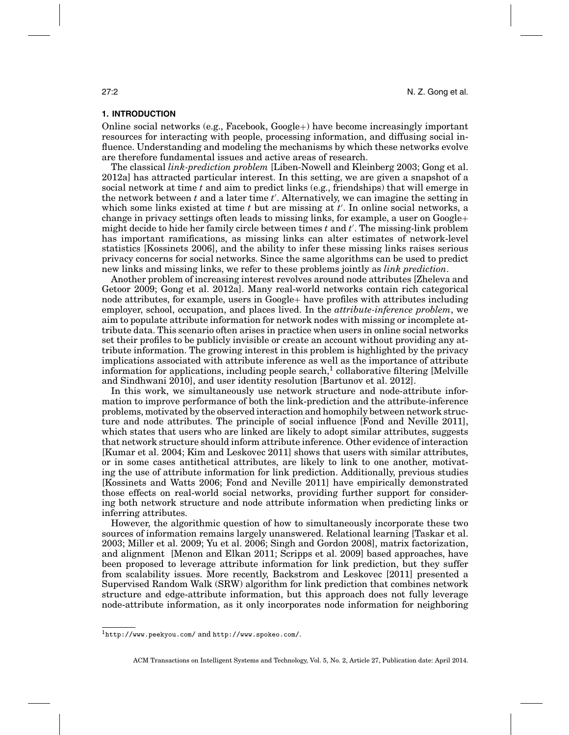## 1. INTRODUCTION

Online social networks (e.g., Facebook, Google+) have become increasingly important resources for interacting with people, processing information, and diffusing social influence. Understanding and modeling the mechanisms by which these networks evolve are therefore fundamental issues and active areas of research.

The classical *link-prediction problem* [Liben-Nowell and Kleinberg 2003; Gong et al. 2012a] has attracted particular interest. In this setting, we are given a snapshot of a social network at time $t$ and aim to predict links (e.g., friendships) that will emerge in the network between $t$ and a later time $t'$. Alternatively, we can imagine the setting in which some links existed at time $t$ but are missing at $t'$. In online social networks, a change in privacy settings often leads to missing links, for example, a user on Google+ might decide to hide her family circle between times $t$ and $t'$. The missing-link problem has important ramifications, as missing links can alter estimates of network-level statistics [Kossinets 2006], and the ability to infer these missing links raises serious privacy concerns for social networks. Since the same algorithms can be used to predict new links and missing links, we refer to these problems jointly as *link prediction*.

Another problem of increasing interest revolves around node attributes [Zheleva and Getoor 2009; Gong et al. 2012a]. Many real-world networks contain rich categorical node attributes, for example, users in Google+ have profiles with attributes including employer, school, occupation, and places lived. In the *attribute-inference problem*, we aim to populate attribute information for network nodes with missing or incomplete attribute data. This scenario often arises in practice when users in online social networks set their profiles to be publicly invisible or create an account without providing any attribute information. The growing interest in this problem is highlighted by the privacy implications associated with attribute inference as well as the importance of attribute information for applications, including people search,[1] collaborative filtering [Melville and Sindhwani 2010], and user identity resolution [Bartunov et al. 2012].

In this work, we simultaneously use network structure and node-attribute information to improve performance of both the link-prediction and the attribute-inference problems, motivated by the observed interaction and homophily between network structure and node attributes. The principle of social influence [Fond and Neville 2011], which states that users who are linked are likely to adopt similar attributes, suggests that network structure should inform attribute inference. Other evidence of interaction [Kumar et al. 2004; Kim and Leskovec 2011] shows that users with similar attributes, or in some cases antithetical attributes, are likely to link to one another, motivating the use of attribute information for link prediction. Additionally, previous studies [Kossinets and Watts 2006; Fond and Neville 2011] have empirically demonstrated those effects on real-world social networks, providing further support for considering both network structure and node attribute information when predicting links or inferring attributes.

However, the algorithmic question of how to simultaneously incorporate these two sources of information remains largely unanswered. Relational learning [Taskar et al. 2003; Miller et al. 2009; Yu et al. 2006; Singh and Gordon 2008], matrix factorization, and alignment [Menon and Elkan 2011; Scripps et al. 2009] based approaches, have been proposed to leverage attribute information for link prediction, but they suffer from scalability issues. More recently, Backstrom and Leskovec [2011] presented a Supervised Random Walk (SRW) algorithm for link prediction that combines network structure and edge-attribute information, but this approach does not fully leverage node-attribute information, as it only incorporates node information for neighboring

[1] http://www.peekyou.com/ and http://www.spokeo.com/.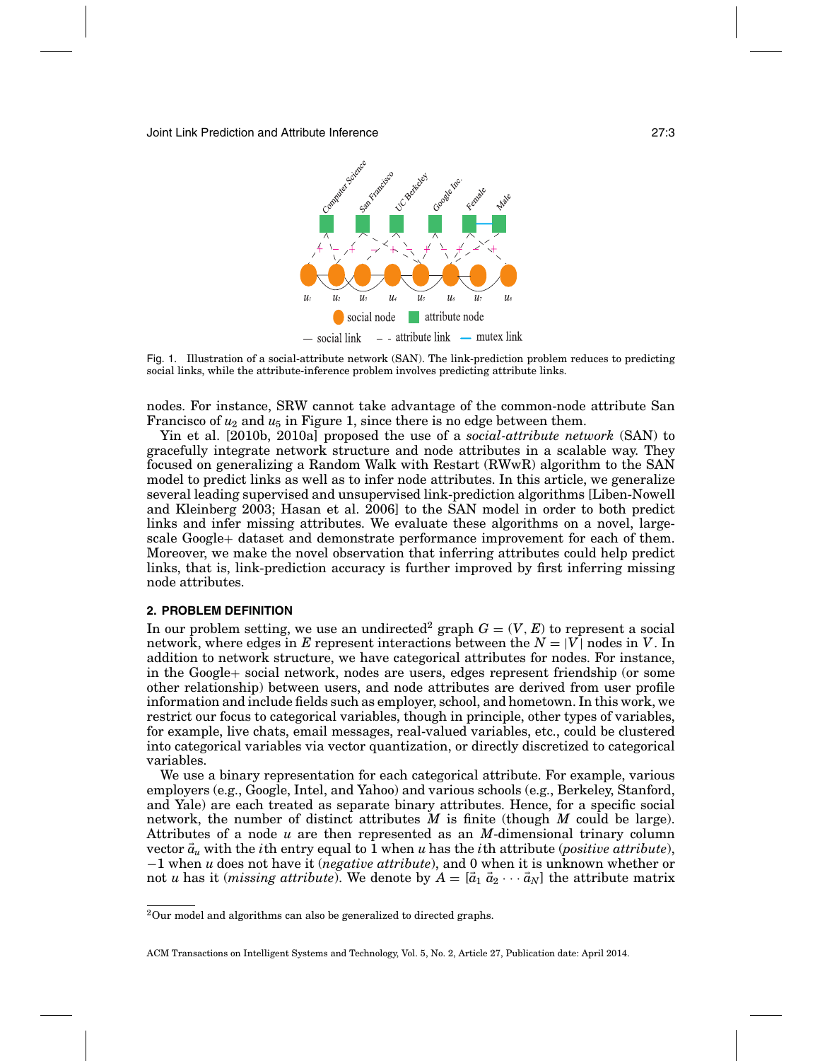Fig. 1. Illustration of a social-attribute network (SAN). The link-prediction problem reduces to predicting social links, while the attribute-inference problem involves predicting attribute links.

nodes. For instance, SRW cannot take advantage of the common-node attribute San Francisco of $u_2$ and $u_5$ in Figure 1, since there is no edge between them.

Yin et al. [2010b, 2010a] proposed the use of a *social-attribute network* (SAN) to gracefully integrate network structure and node attributes in a scalable way. They focused on generalizing a Random Walk with Restart (RWwR) algorithm to the SAN model to predict links as well as to infer node attributes. In this article, we generalize several leading supervised and unsupervised link-prediction algorithms [Liben-Nowell and Kleinberg 2003; Hasan et al. 2006] to the SAN model in order to both predict links and infer missing attributes. We evaluate these algorithms on a novel, large-scale Google+ dataset and demonstrate performance improvement for each of them. Moreover, we make the novel observation that inferring attributes could help predict links, that is, link-prediction accuracy is further improved by first inferring missing node attributes.

## 2. PROBLEM DEFINITION

In our problem setting, we use an undirected[2] graph $G = (V, E)$ to represent a social network, where edges in $E$ represent interactions between the $N = |V|$ nodes in $V$. In addition to network structure, we have categorical attributes for nodes. For instance, in the Google+ social network, nodes are users, edges represent friendship (or some other relationship) between users, and node attributes are derived from user profile information and include fields such as employer, school, and hometown. In this work, we restrict our focus to categorical variables, though in principle, other types of variables, for example, live chats, email messages, real-valued variables, etc., could be clustered into categorical variables via vector quantization, or directly discretized to categorical variables.

We use a binary representation for each categorical attribute. For example, various employers (e.g., Google, Intel, and Yahoo) and various schools (e.g., Berkeley, Stanford, and Yale) are each treated as separate binary attributes. Hence, for a specific social network, the number of distinct attributes $M$ is finite (though $M$ could be large). Attributes of a node $u$ are then represented as an $M$-dimensional trinary column vector $\vec{a}_u$ with the $i$th entry equal to 1 when $u$ has the $i$th attribute (*positive attribute*), $-1$ when $u$ does not have it (*negative attribute*), and 0 when it is unknown whether or not $u$ has it (*missing attribute*). We denote by $A = [\vec{a}_1\ \vec{a}_2 \cdots \vec{a}_N]$ the attribute matrix

[2] Our model and algorithms can also be generalized to directed graphs.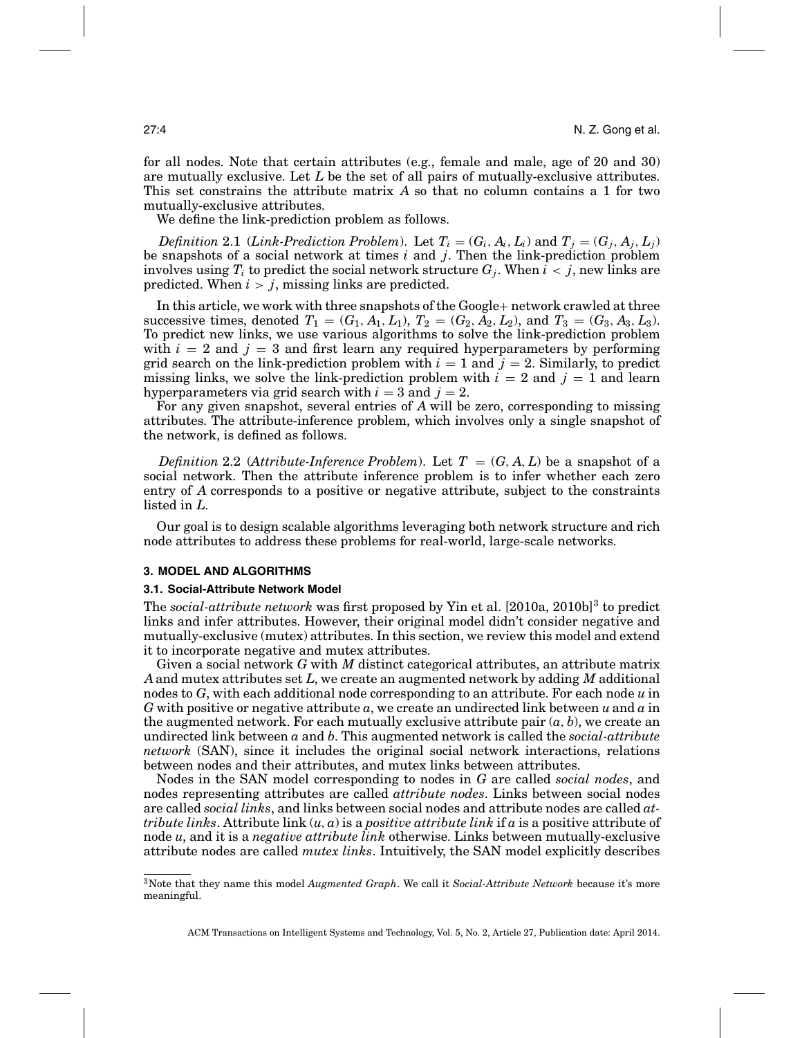for all nodes. Note that certain attributes (e.g., female and male, age of 20 and 30) are mutually exclusive. Let $L$ be the set of all pairs of mutually-exclusive attributes. This set constrains the attribute matrix $A$ so that no column contains a 1 for two mutually-exclusive attributes.

We define the link-prediction problem as follows.

*Definition* 2.1 (*Link-Prediction Problem*). Let $T_i = (G_i, A_i, L_i)$ and $T_j = (G_j, A_j, L_j)$ be snapshots of a social network at times $i$ and $j$. Then the link-prediction problem involves using $T_i$ to predict the social network structure $G_j$. When $i < j$, new links are predicted. When $i > j$, missing links are predicted.

In this article, we work with three snapshots of the Google+ network crawled at three successive times, denoted $T_1 = (G_1, A_1, L_1)$, $T_2 = (G_2, A_2, L_2)$, and $T_3 = (G_3, A_3, L_3)$. To predict new links, we use various algorithms to solve the link-prediction problem with $i = 2$ and $j = 3$ and first learn any required hyperparameters by performing grid search on the link-prediction problem with $i = 1$ and $j = 2$. Similarly, to predict missing links, we solve the link-prediction problem with $i = 2$ and $j = 1$ and learn hyperparameters via grid search with $i = 3$ and $j = 2$.

For any given snapshot, several entries of $A$ will be zero, corresponding to missing attributes. The attribute-inference problem, which involves only a single snapshot of the network, is defined as follows.

*Definition* 2.2 (*Attribute-Inference Problem*). Let $T = (G, A, L)$ be a snapshot of a social network. Then the attribute inference problem is to infer whether each zero entry of $A$ corresponds to a positive or negative attribute, subject to the constraints listed in $L$.

Our goal is to design scalable algorithms leveraging both network structure and rich node attributes to address these problems for real-world, large-scale networks.

## 3. MODEL AND ALGORITHMS

### 3.1. Social-Attribute Network Model

The *social-attribute network* was first proposed by Yin et al. [2010a, 2010b][3] to predict links and infer attributes. However, their original model didn't consider negative and mutually-exclusive (mutex) attributes. In this section, we review this model and extend it to incorporate negative and mutex attributes.

Given a social network $G$ with $M$ distinct categorical attributes, an attribute matrix $A$ and mutex attributes set $L$, we create an augmented network by adding $M$ additional nodes to $G$, with each additional node corresponding to an attribute. For each node $u$ in $G$ with positive or negative attribute $a$, we create an undirected link between $u$ and $a$ in the augmented network. For each mutually exclusive attribute pair $(a, b)$, we create an undirected link between $a$ and $b$. This augmented network is called the *social-attribute network* (SAN), since it includes the original social network interactions, relations between nodes and their attributes, and mutex links between attributes.

Nodes in the SAN model corresponding to nodes in $G$ are called *social nodes*, and nodes representing attributes are called *attribute nodes*. Links between social nodes are called *social links*, and links between social nodes and attribute nodes are called *attribute links*. Attribute link $(u, a)$ is a *positive attribute link* if $a$ is a positive attribute of node $u$, and it is a *negative attribute link* otherwise. Links between mutually-exclusive attribute nodes are called *mutex links*. Intuitively, the SAN model explicitly describes

[3]Note that they name this model *Augmented Graph*. We call it *Social-Attribute Network* because it's more meaningful.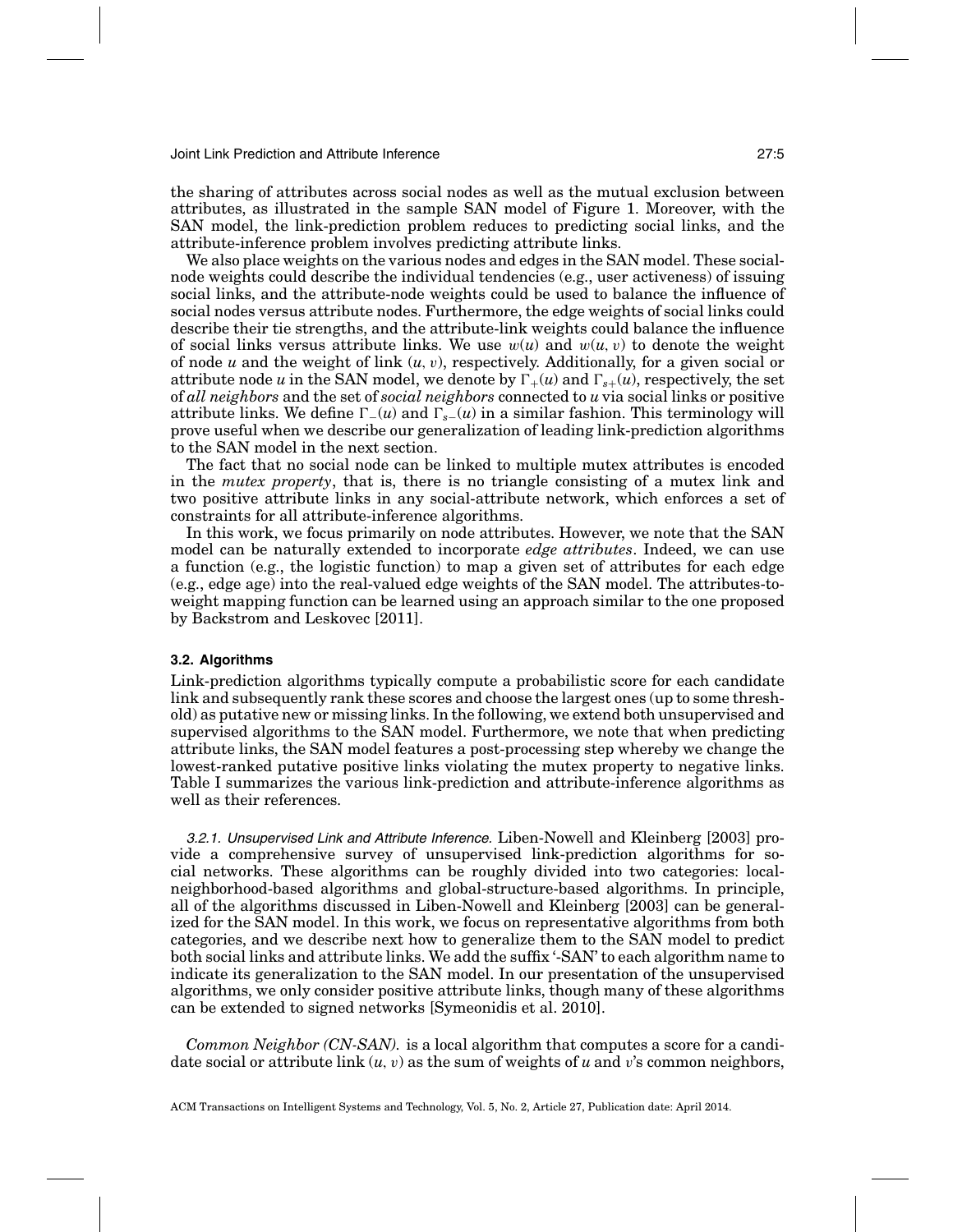the sharing of attributes across social nodes as well as the mutual exclusion between attributes, as illustrated in the sample SAN model of Figure 1. Moreover, with the SAN model, the link-prediction problem reduces to predicting social links, and the attribute-inference problem involves predicting attribute links.

We also place weights on the various nodes and edges in the SAN model. These social-node weights could describe the individual tendencies (e.g., user activeness) of issuing social links, and the attribute-node weights could be used to balance the influence of social nodes versus attribute nodes. Furthermore, the edge weights of social links could describe their tie strengths, and the attribute-link weights could balance the influence of social links versus attribute links. We use $w(u)$ and $w(u, v)$ to denote the weight of node $u$ and the weight of link $(u, v)$, respectively. Additionally, for a given social or attribute node $u$ in the SAN model, we denote by $\Gamma_+(u)$ and $\Gamma_{s+}(u)$, respectively, the set of *all neighbors* and the set of *social neighbors* connected to $u$ via social links or positive attribute links. We define $\Gamma_-(u)$ and $\Gamma_{s-}(u)$ in a similar fashion. This terminology will prove useful when we describe our generalization of leading link-prediction algorithms to the SAN model in the next section.

The fact that no social node can be linked to multiple mutex attributes is encoded in the *mutex property*, that is, there is no triangle consisting of a mutex link and two positive attribute links in any social-attribute network, which enforces a set of constraints for all attribute-inference algorithms.

In this work, we focus primarily on node attributes. However, we note that the SAN model can be naturally extended to incorporate *edge attributes*. Indeed, we can use a function (e.g., the logistic function) to map a given set of attributes for each edge (e.g., edge age) into the real-valued edge weights of the SAN model. The attributes-to-weight mapping function can be learned using an approach similar to the one proposed by Backstrom and Leskovec [2011].

### 3.2. Algorithms

Link-prediction algorithms typically compute a probabilistic score for each candidate link and subsequently rank these scores and choose the largest ones (up to some threshold) as putative new or missing links. In the following, we extend both unsupervised and supervised algorithms to the SAN model. Furthermore, we note that when predicting attribute links, the SAN model features a post-processing step whereby we change the lowest-ranked putative positive links violating the mutex property to negative links. Table I summarizes the various link-prediction and attribute-inference algorithms as well as their references.

#### 3.2.1. Unsupervised Link and Attribute Inference.

Liben-Nowell and Kleinberg [2003] provide a comprehensive survey of unsupervised link-prediction algorithms for social networks. These algorithms can be roughly divided into two categories: local-neighborhood-based algorithms and global-structure-based algorithms. In principle, all of the algorithms discussed in Liben-Nowell and Kleinberg [2003] can be generalized for the SAN model. In this work, we focus on representative algorithms from both categories, and we describe next how to generalize them to the SAN model to predict both social links and attribute links. We add the suffix '-SAN' to each algorithm name to indicate its generalization to the SAN model. In our presentation of the unsupervised algorithms, we only consider positive attribute links, though many of these algorithms can be extended to signed networks [Symeonidis et al. 2010].

*Common Neighbor (CN-SAN).* is a local algorithm that computes a score for a candidate social or attribute link $(u, v)$ as the sum of weights of $u$ and $v$'s common neighbors,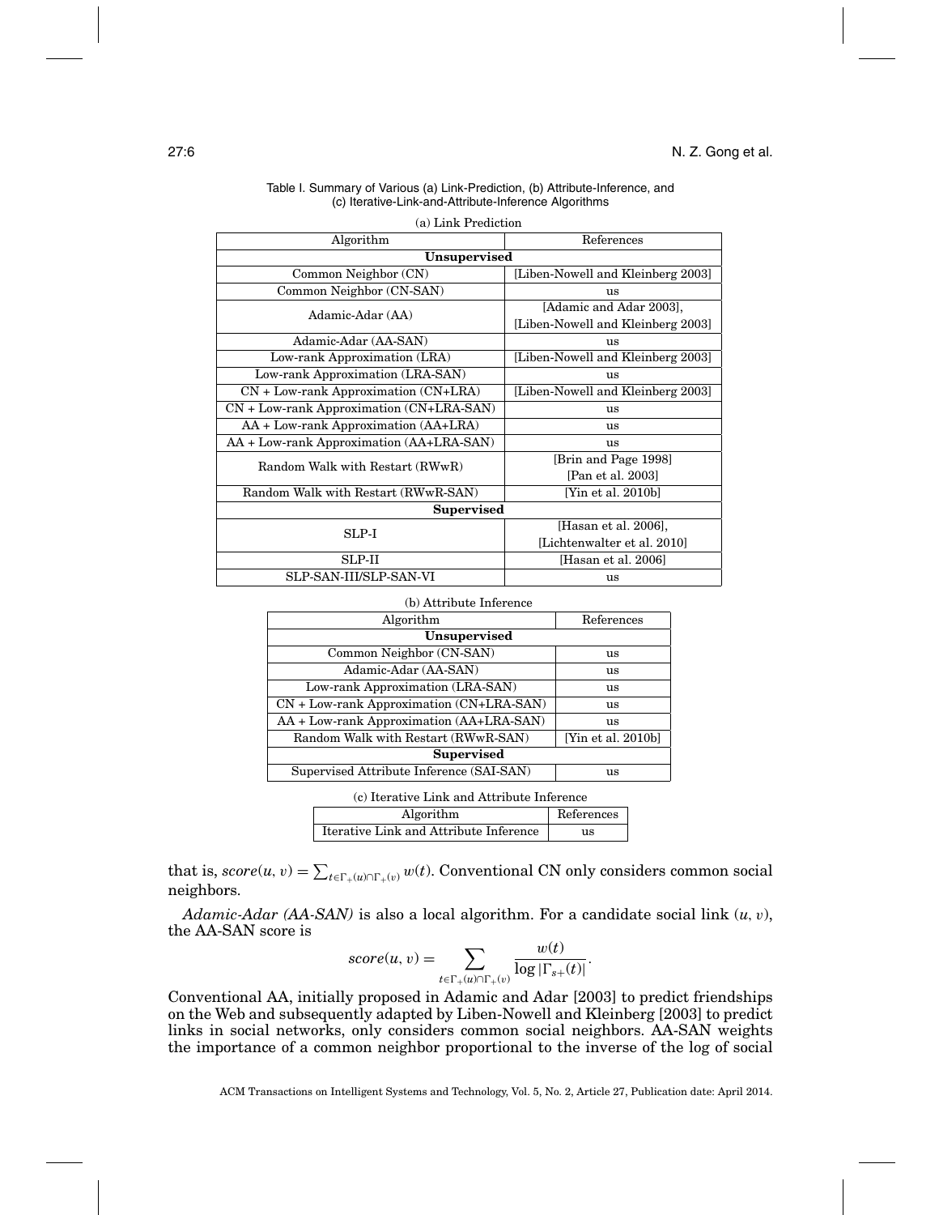Table I. Summary of Various (a) Link-Prediction, (b) Attribute-Inference, and (c) Iterative-Link-and-Attribute-Inference Algorithms

(a) Link Prediction

| Algorithm | References |
|---|---|
| **Unsupervised** | |
| Common Neighbor (CN) | [Liben-Nowell and Kleinberg 2003] |
| Common Neighbor (CN-SAN) | us |
| Adamic-Adar (AA) | [Adamic and Adar 2003], [Liben-Nowell and Kleinberg 2003] |
| Adamic-Adar (AA-SAN) | us |
| Low-rank Approximation (LRA) | [Liben-Nowell and Kleinberg 2003] |
| Low-rank Approximation (LRA-SAN) | us |
| CN + Low-rank Approximation (CN+LRA) | [Liben-Nowell and Kleinberg 2003] |
| CN + Low-rank Approximation (CN+LRA-SAN) | us |
| AA + Low-rank Approximation (AA+LRA) | us |
| AA + Low-rank Approximation (AA+LRA-SAN) | us |
| Random Walk with Restart (RWwR) | [Brin and Page 1998] [Pan et al. 2003] |
| Random Walk with Restart (RWwR-SAN) | [Yin et al. 2010b] |
| **Supervised** | |
| SLP-I | [Hasan et al. 2006], [Lichtenwalter et al. 2010] |
| SLP-II | [Hasan et al. 2006] |
| SLP-SAN-III/SLP-SAN-VI | us |

(b) Attribute Inference

| Algorithm | References |
|---|---|
| **Unsupervised** | |
| Common Neighbor (CN-SAN) | us |
| Adamic-Adar (AA-SAN) | us |
| Low-rank Approximation (LRA-SAN) | us |
| CN + Low-rank Approximation (CN+LRA-SAN) | us |
| AA + Low-rank Approximation (AA+LRA-SAN) | us |
| Random Walk with Restart (RWwR-SAN) | [Yin et al. 2010b] |
| **Supervised** | |
| Supervised Attribute Inference (SAI-SAN) | us |

(c) Iterative Link and Attribute Inference

| Algorithm | References |
|---|---|
| Iterative Link and Attribute Inference | us |

that is, $score(u, v) = \sum_{t \in \Gamma_+(u) \cap \Gamma_+(v)} w(t)$. Conventional CN only considers common social neighbors.

*Adamic-Adar (AA-SAN)* is also a local algorithm. For a candidate social link $(u, v)$, the AA-SAN score is

$$score(u, v) = \sum_{t \in \Gamma_+(u) \cap \Gamma_+(v)} \frac{w(t)}{\log |\Gamma_{s+}(t)|}.$$

Conventional AA, initially proposed in Adamic and Adar [2003] to predict friendships on the Web and subsequently adapted by Liben-Nowell and Kleinberg [2003] to predict links in social networks, only considers common social neighbors. AA-SAN weights the importance of a common neighbor proportional to the inverse of the log of social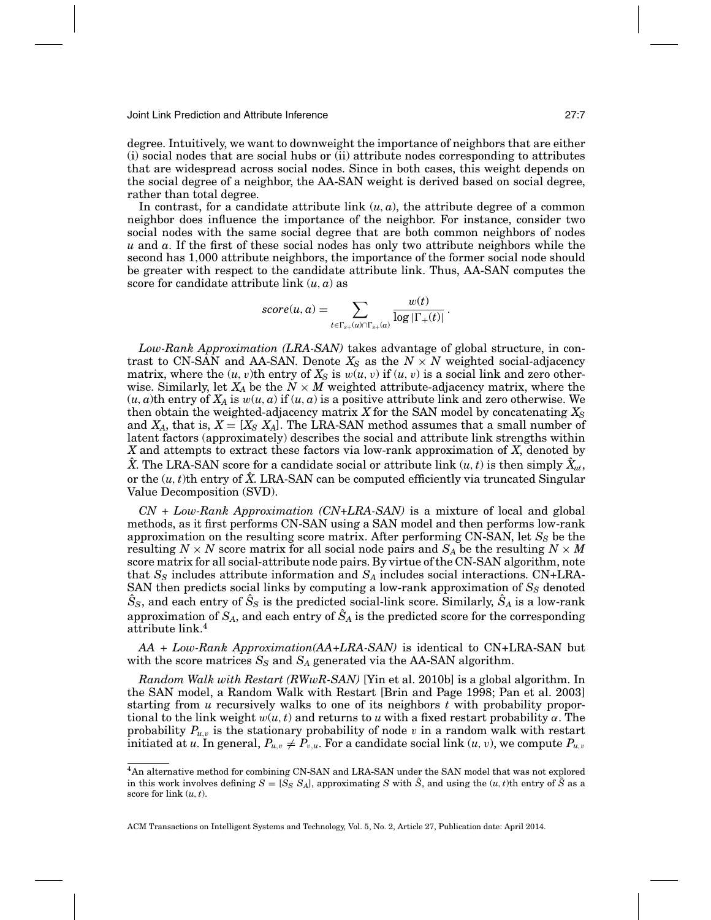degree. Intuitively, we want to downweight the importance of neighbors that are either (i) social nodes that are social hubs or (ii) attribute nodes corresponding to attributes that are widespread across social nodes. Since in both cases, this weight depends on the social degree of a neighbor, the AA-SAN weight is derived based on social degree, rather than total degree.

In contrast, for a candidate attribute link $(u, a)$, the attribute degree of a common neighbor does influence the importance of the neighbor. For instance, consider two social nodes with the same social degree that are both common neighbors of nodes $u$ and $a$. If the first of these social nodes has only two attribute neighbors while the second has 1,000 attribute neighbors, the importance of the former social node should be greater with respect to the candidate attribute link. Thus, AA-SAN computes the score for candidate attribute link $(u, a)$ as

$$score(u, a) = \sum_{t \in \Gamma_{s+}(u) \cap \Gamma_{s+}(a)} \frac{w(t)}{\log |\Gamma_{+}(t)|}.$$

*Low-Rank Approximation (LRA-SAN)* takes advantage of global structure, in contrast to CN-SAN and AA-SAN. Denote $X_S$ as the $N \times N$ weighted social-adjacency matrix, where the $(u, v)$th entry of $X_S$ is $w(u, v)$ if $(u, v)$ is a social link and zero otherwise. Similarly, let $X_A$ be the $N \times M$ weighted attribute-adjacency matrix, where the $(u, a)$th entry of $X_A$ is $w(u, a)$ if $(u, a)$ is a positive attribute link and zero otherwise. We then obtain the weighted-adjacency matrix $X$ for the SAN model by concatenating $X_S$ and $X_A$, that is, $X = [X_S \; X_A]$. The LRA-SAN method assumes that a small number of latent factors (approximately) describes the social and attribute link strengths within $X$ and attempts to extract these factors via low-rank approximation of $X$, denoted by $\hat{X}$. The LRA-SAN score for a candidate social or attribute link $(u, t)$ is then simply $\hat{X}_{ut}$, or the $(u, t)$th entry of $\hat{X}$. LRA-SAN can be computed efficiently via truncated Singular Value Decomposition (SVD).

*CN + Low-Rank Approximation (CN+LRA-SAN)* is a mixture of local and global methods, as it first performs CN-SAN using a SAN model and then performs low-rank approximation on the resulting score matrix. After performing CN-SAN, let $S_S$ be the resulting $N \times N$ score matrix for all social node pairs and $S_A$ be the resulting $N \times M$ score matrix for all social-attribute node pairs. By virtue of the CN-SAN algorithm, note that $S_S$ includes attribute information and $S_A$ includes social interactions. CN+LRA-SAN then predicts social links by computing a low-rank approximation of $S_S$ denoted $\hat{S}_S$, and each entry of $\hat{S}_S$ is the predicted social-link score. Similarly, $\hat{S}_A$ is a low-rank approximation of $S_A$, and each entry of $\hat{S}_A$ is the predicted score for the corresponding attribute link.[4]

*AA + Low-Rank Approximation(AA+LRA-SAN)* is identical to CN+LRA-SAN but with the score matrices $S_S$ and $S_A$ generated via the AA-SAN algorithm.

*Random Walk with Restart (RWwR-SAN)* [Yin et al. 2010b] is a global algorithm. In the SAN model, a Random Walk with Restart [Brin and Page 1998; Pan et al. 2003] starting from $u$ recursively walks to one of its neighbors $t$ with probability proportional to the link weight $w(u, t)$ and returns to $u$ with a fixed restart probability $\alpha$. The probability $P_{u,v}$ is the stationary probability of node $v$ in a random walk with restart initiated at $u$. In general, $P_{u,v} \neq P_{v,u}$. For a candidate social link $(u, v)$, we compute $P_{u,v}$

[4]An alternative method for combining CN-SAN and LRA-SAN under the SAN model that was not explored in this work involves defining $S = [S_S \; S_A]$, approximating $S$ with $\hat{S}$, and using the $(u, t)$th entry of $\hat{S}$ as a score for link $(u, t)$.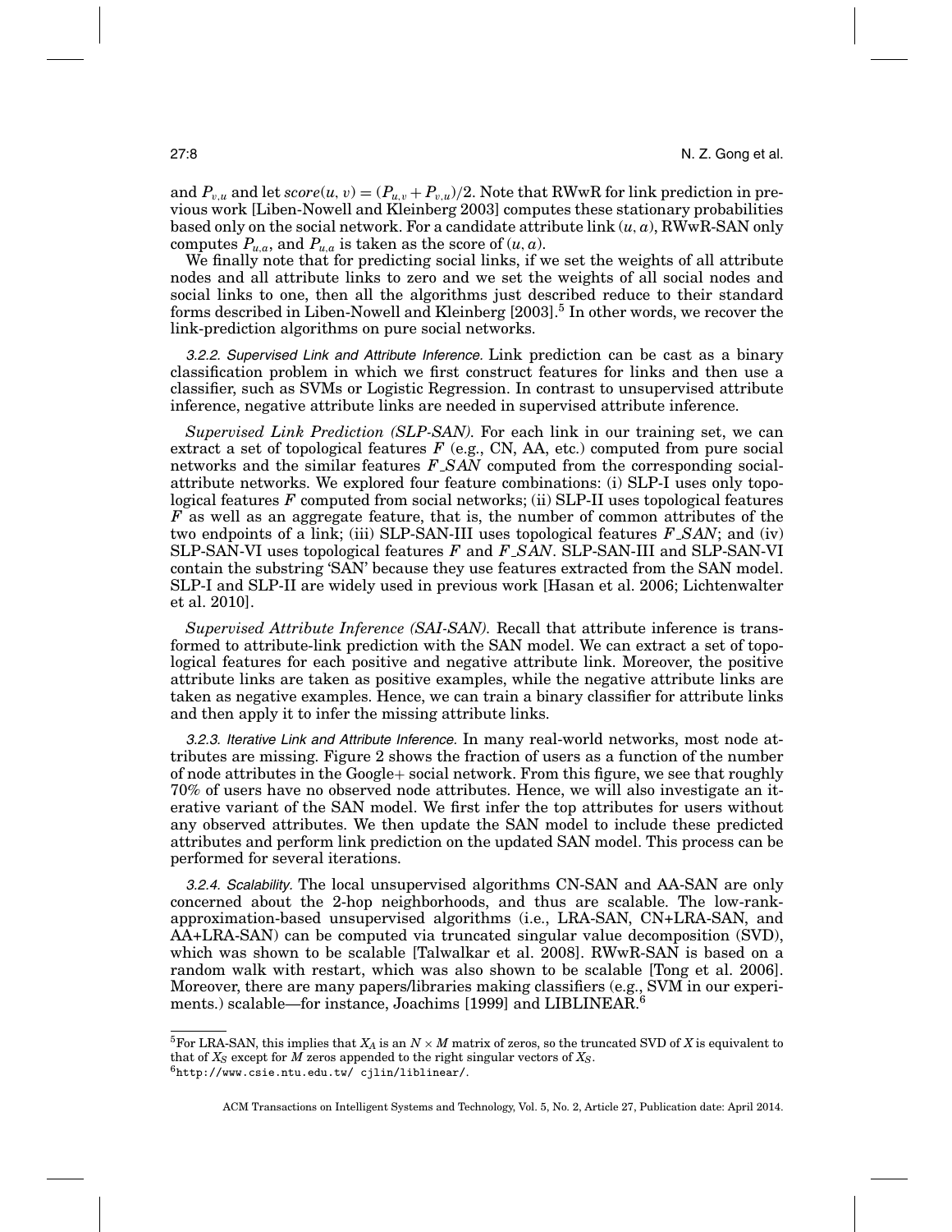and $P_{v,u}$ and let $score(u, v) = (P_{u,v} + P_{v,u})/2$. Note that RWwR for link prediction in previous work [Liben-Nowell and Kleinberg 2003] computes these stationary probabilities based only on the social network. For a candidate attribute link $(u, a)$, RWwR-SAN only computes $P_{u,a}$, and $P_{u,a}$ is taken as the score of $(u, a)$.

We finally note that for predicting social links, if we set the weights of all attribute nodes and all attribute links to zero and we set the weights of all social nodes and social links to one, then all the algorithms just described reduce to their standard forms described in Liben-Nowell and Kleinberg [2003].[5] In other words, we recover the link-prediction algorithms on pure social networks.

*3.2.2. Supervised Link and Attribute Inference.* Link prediction can be cast as a binary classification problem in which we first construct features for links and then use a classifier, such as SVMs or Logistic Regression. In contrast to unsupervised attribute inference, negative attribute links are needed in supervised attribute inference.

*Supervised Link Prediction (SLP-SAN).* For each link in our training set, we can extract a set of topological features $F$ (e.g., CN, AA, etc.) computed from pure social networks and the similar features $F\_SAN$ computed from the corresponding social-attribute networks. We explored four feature combinations: (i) SLP-I uses only topological features $F$ computed from social networks; (ii) SLP-II uses topological features $F$ as well as an aggregate feature, that is, the number of common attributes of the two endpoints of a link; (iii) SLP-SAN-III uses topological features $F\_SAN$; and (iv) SLP-SAN-VI uses topological features $F$ and $F\_SAN$. SLP-SAN-III and SLP-SAN-VI contain the substring 'SAN' because they use features extracted from the SAN model. SLP-I and SLP-II are widely used in previous work [Hasan et al. 2006; Lichtenwalter et al. 2010].

*Supervised Attribute Inference (SAI-SAN).* Recall that attribute inference is transformed to attribute-link prediction with the SAN model. We can extract a set of topological features for each positive and negative attribute link. Moreover, the positive attribute links are taken as positive examples, while the negative attribute links are taken as negative examples. Hence, we can train a binary classifier for attribute links and then apply it to infer the missing attribute links.

*3.2.3. Iterative Link and Attribute Inference.* In many real-world networks, most node attributes are missing. Figure 2 shows the fraction of users as a function of the number of node attributes in the Google+ social network. From this figure, we see that roughly 70% of users have no observed node attributes. Hence, we will also investigate an iterative variant of the SAN model. We first infer the top attributes for users without any observed attributes. We then update the SAN model to include these predicted attributes and perform link prediction on the updated SAN model. This process can be performed for several iterations.

*3.2.4. Scalability.* The local unsupervised algorithms CN-SAN and AA-SAN are only concerned about the 2-hop neighborhoods, and thus are scalable. The low-rank-approximation-based unsupervised algorithms (i.e., LRA-SAN, CN+LRA-SAN, and AA+LRA-SAN) can be computed via truncated singular value decomposition (SVD), which was shown to be scalable [Talwalkar et al. 2008]. RWwR-SAN is based on a random walk with restart, which was also shown to be scalable [Tong et al. 2006]. Moreover, there are many papers/libraries making classifiers (e.g., SVM in our experiments.) scalable—for instance, Joachims [1999] and LIBLINEAR.[6]

---

[5] For LRA-SAN, this implies that $X_A$ is an $N \times M$ matrix of zeros, so the truncated SVD of $X$ is equivalent to that of $X_S$ except for $M$ zeros appended to the right singular vectors of $X_S$.

[6] http://www.csie.ntu.edu.tw/ cjlin/liblinear/.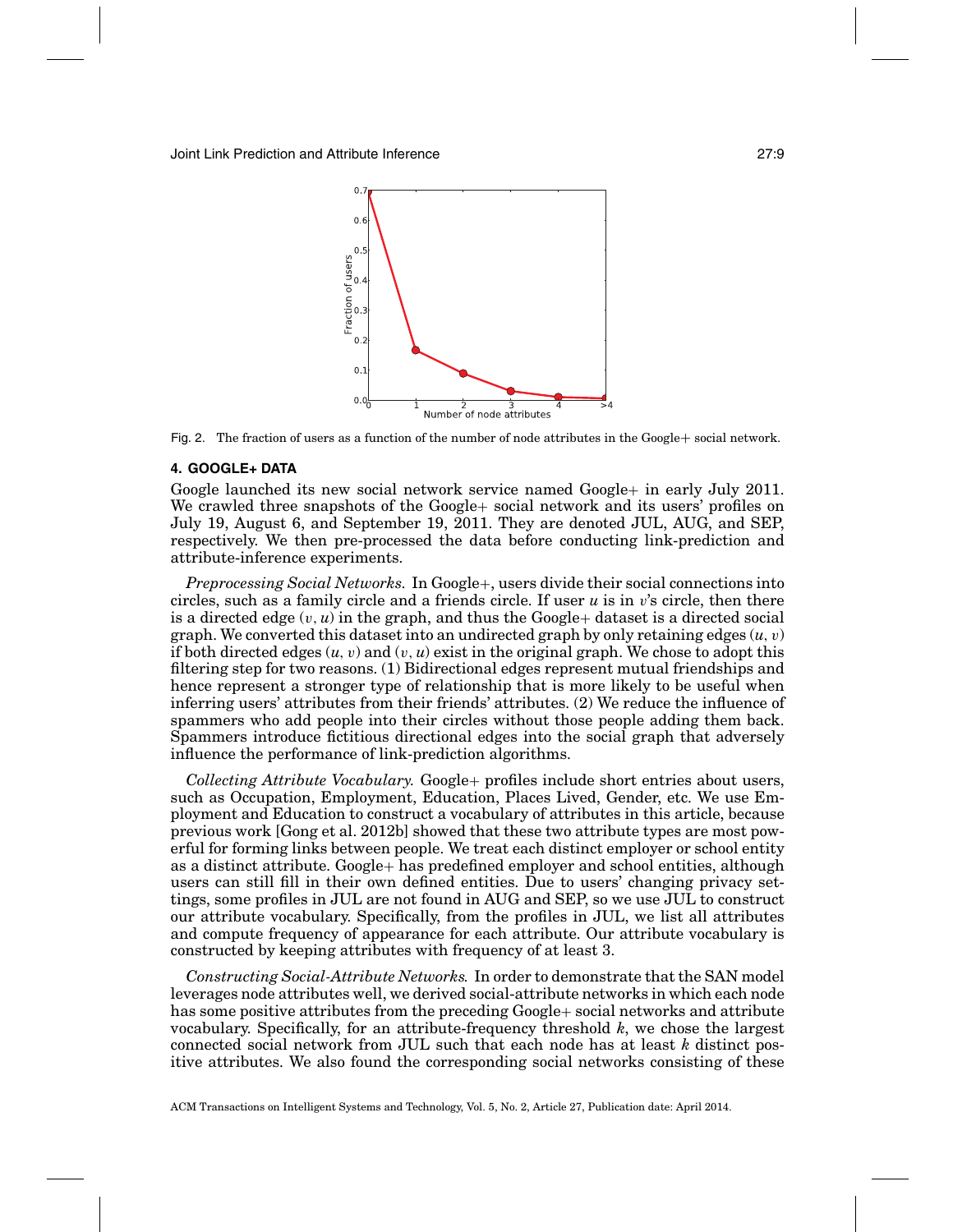0.7
0.6
0.5
0.4
0.3
0.2
0.1
0.0
Fraction of users
0 1 2 3 4 >4
Number of node attributes

Fig. 2. The fraction of users as a function of the number of node attributes in the Google+ social network.

## 4. GOOGLE+ DATA

Google launched its new social network service named Google+ in early July 2011. We crawled three snapshots of the Google+ social network and its users' profiles on July 19, August 6, and September 19, 2011. They are denoted JUL, AUG, and SEP, respectively. We then pre-processed the data before conducting link-prediction and attribute-inference experiments.

*Preprocessing Social Networks.* In Google+, users divide their social connections into circles, such as a family circle and a friends circle. If user $u$ is in $v$'s circle, then there is a directed edge $(v, u)$ in the graph, and thus the Google+ dataset is a directed social graph. We converted this dataset into an undirected graph by only retaining edges $(u, v)$ if both directed edges $(u, v)$ and $(v, u)$ exist in the original graph. We chose to adopt this filtering step for two reasons. (1) Bidirectional edges represent mutual friendships and hence represent a stronger type of relationship that is more likely to be useful when inferring users' attributes from their friends' attributes. (2) We reduce the influence of spammers who add people into their circles without those people adding them back. Spammers introduce fictitious directional edges into the social graph that adversely influence the performance of link-prediction algorithms.

*Collecting Attribute Vocabulary.* Google+ profiles include short entries about users, such as Occupation, Employment, Education, Places Lived, Gender, etc. We use Employment and Education to construct a vocabulary of attributes in this article, because previous work [Gong et al. 2012b] showed that these two attribute types are most powerful for forming links between people. We treat each distinct employer or school entity as a distinct attribute. Google+ has predefined employer and school entities, although users can still fill in their own defined entities. Due to users' changing privacy settings, some profiles in JUL are not found in AUG and SEP, so we use JUL to construct our attribute vocabulary. Specifically, from the profiles in JUL, we list all attributes and compute frequency of appearance for each attribute. Our attribute vocabulary is constructed by keeping attributes with frequency of at least 3.

*Constructing Social-Attribute Networks.* In order to demonstrate that the SAN model leverages node attributes well, we derived social-attribute networks in which each node has some positive attributes from the preceding Google+ social networks and attribute vocabulary. Specifically, for an attribute-frequency threshold $k$, we chose the largest connected social network from JUL such that each node has at least $k$ distinct positive attributes. We also found the corresponding social networks consisting of these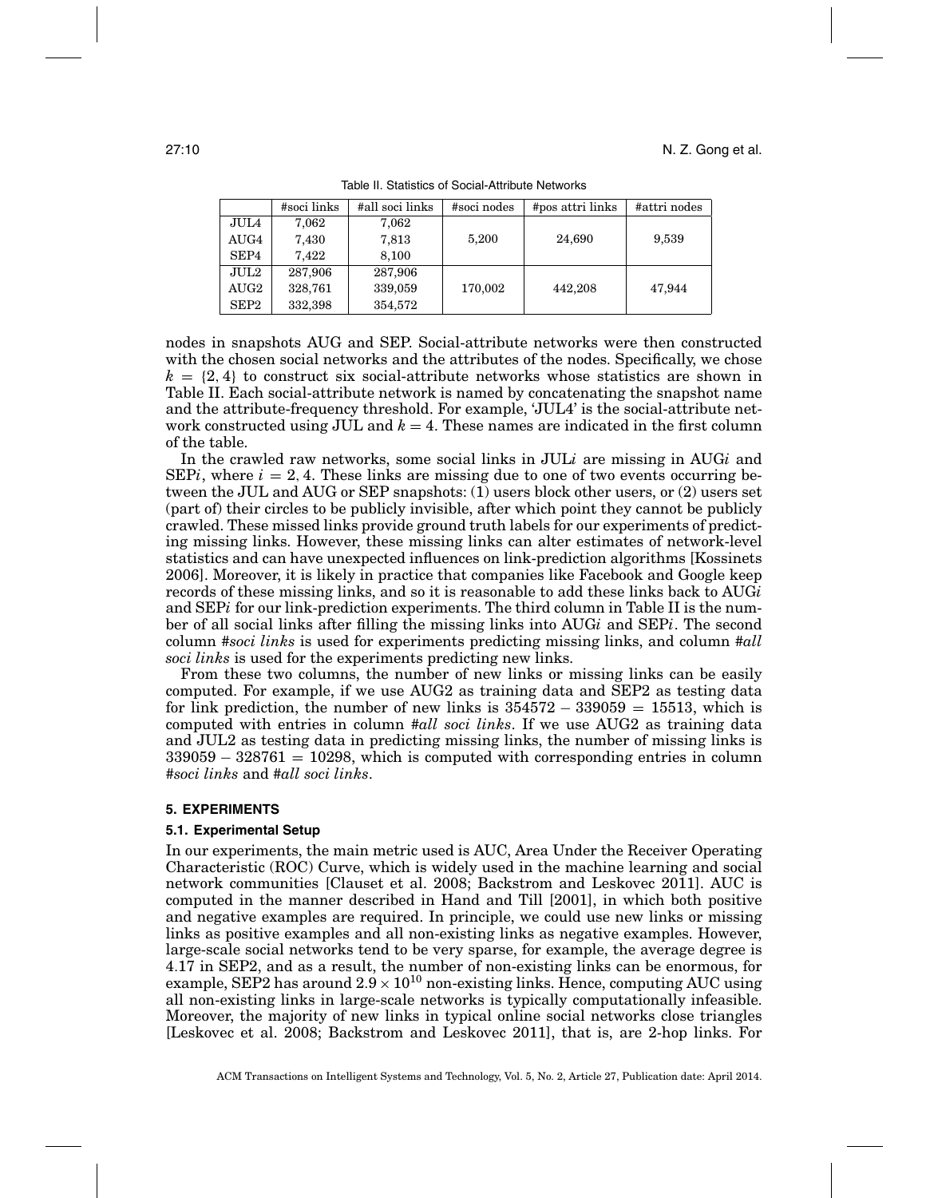Table II. Statistics of Social-Attribute Networks

| | #soci links | #all soci links | #soci nodes | #pos attri links | #attri nodes |
|---|---|---|---|---|---|
| JUL4 | 7,062 | 7,062 | | | |
| AUG4 | 7,430 | 7,813 | 5,200 | 24,690 | 9,539 |
| SEP4 | 7,422 | 8,100 | | | |
| JUL2 | 287,906 | 287,906 | | | |
| AUG2 | 328,761 | 339,059 | 170,002 | 442,208 | 47,944 |
| SEP2 | 332,398 | 354,572 | | | |

nodes in snapshots AUG and SEP. Social-attribute networks were then constructed with the chosen social networks and the attributes of the nodes. Specifically, we chose $k = \{2, 4\}$ to construct six social-attribute networks whose statistics are shown in Table II. Each social-attribute network is named by concatenating the snapshot name and the attribute-frequency threshold. For example, 'JUL4' is the social-attribute network constructed using JUL and $k = 4$. These names are indicated in the first column of the table.

In the crawled raw networks, some social links in JUL$i$ are missing in AUG$i$ and SEP$i$, where $i = 2, 4$. These links are missing due to one of two events occurring between the JUL and AUG or SEP snapshots: (1) users block other users, or (2) users set (part of) their circles to be publicly invisible, after which point they cannot be publicly crawled. These missed links provide ground truth labels for our experiments of predicting missing links. However, these missing links can alter estimates of network-level statistics and can have unexpected influences on link-prediction algorithms [Kossinets 2006]. Moreover, it is likely in practice that companies like Facebook and Google keep records of these missing links, and so it is reasonable to add these links back to AUG$i$ and SEP$i$ for our link-prediction experiments. The third column in Table II is the number of all social links after filling the missing links into AUG$i$ and SEP$i$. The second column *#soci links* is used for experiments predicting missing links, and column *#all soci links* is used for the experiments predicting new links.

From these two columns, the number of new links or missing links can be easily computed. For example, if we use AUG2 as training data and SEP2 as testing data for link prediction, the number of new links is $354572 - 339059 = 15513$, which is computed with entries in column *#all soci links*. If we use AUG2 as training data and JUL2 as testing data in predicting missing links, the number of missing links is $339059 - 328761 = 10298$, which is computed with corresponding entries in column *#soci links* and *#all soci links*.

## 5. EXPERIMENTS

### 5.1. Experimental Setup

In our experiments, the main metric used is AUC, Area Under the Receiver Operating Characteristic (ROC) Curve, which is widely used in the machine learning and social network communities [Clauset et al. 2008; Backstrom and Leskovec 2011]. AUC is computed in the manner described in Hand and Till [2001], in which both positive and negative examples are required. In principle, we could use new links or missing links as positive examples and all non-existing links as negative examples. However, large-scale social networks tend to be very sparse, for example, the average degree is 4.17 in SEP2, and as a result, the number of non-existing links can be enormous, for example, SEP2 has around $2.9 \times 10^{10}$ non-existing links. Hence, computing AUC using all non-existing links in large-scale networks is typically computationally infeasible. Moreover, the majority of new links in typical online social networks close triangles [Leskovec et al. 2008; Backstrom and Leskovec 2011], that is, are 2-hop links. For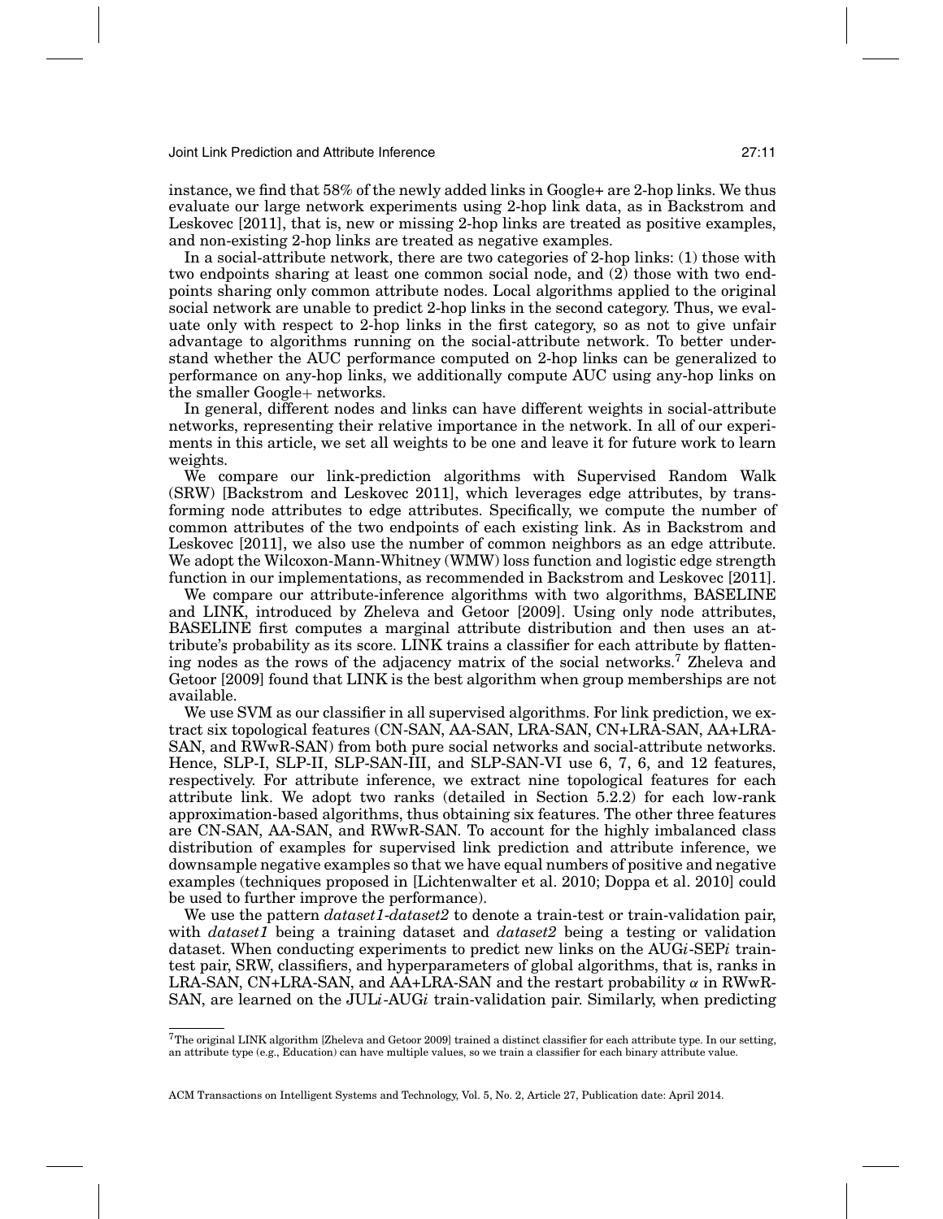instance, we find that 58% of the newly added links in Google+ are 2-hop links. We thus evaluate our large network experiments using 2-hop link data, as in Backstrom and Leskovec [2011], that is, new or missing 2-hop links are treated as positive examples, and non-existing 2-hop links are treated as negative examples.

In a social-attribute network, there are two categories of 2-hop links: (1) those with two endpoints sharing at least one common social node, and (2) those with two endpoints sharing only common attribute nodes. Local algorithms applied to the original social network are unable to predict 2-hop links in the second category. Thus, we evaluate only with respect to 2-hop links in the first category, so as not to give unfair advantage to algorithms running on the social-attribute network. To better understand whether the AUC performance computed on 2-hop links can be generalized to performance on any-hop links, we additionally compute AUC using any-hop links on the smaller Google+ networks.

In general, different nodes and links can have different weights in social-attribute networks, representing their relative importance in the network. In all of our experiments in this article, we set all weights to be one and leave it for future work to learn weights.

We compare our link-prediction algorithms with Supervised Random Walk (SRW) [Backstrom and Leskovec 2011], which leverages edge attributes, by transforming node attributes to edge attributes. Specifically, we compute the number of common attributes of the two endpoints of each existing link. As in Backstrom and Leskovec [2011], we also use the number of common neighbors as an edge attribute. We adopt the Wilcoxon-Mann-Whitney (WMW) loss function and logistic edge strength function in our implementations, as recommended in Backstrom and Leskovec [2011].

We compare our attribute-inference algorithms with two algorithms, BASELINE and LINK, introduced by Zheleva and Getoor [2009]. Using only node attributes, BASELINE first computes a marginal attribute distribution and then uses an attribute's probability as its score. LINK trains a classifier for each attribute by flattening nodes as the rows of the adjacency matrix of the social networks.[7] Zheleva and Getoor [2009] found that LINK is the best algorithm when group memberships are not available.

We use SVM as our classifier in all supervised algorithms. For link prediction, we extract six topological features (CN-SAN, AA-SAN, LRA-SAN, CN+LRA-SAN, AA+LRA-SAN, and RWwR-SAN) from both pure social networks and social-attribute networks. Hence, SLP-I, SLP-II, SLP-SAN-III, and SLP-SAN-VI use 6, 7, 6, and 12 features, respectively. For attribute inference, we extract nine topological features for each attribute link. We adopt two ranks (detailed in Section 5.2.2) for each low-rank approximation-based algorithms, thus obtaining six features. The other three features are CN-SAN, AA-SAN, and RWwR-SAN. To account for the highly imbalanced class distribution of examples for supervised link prediction and attribute inference, we downsample negative examples so that we have equal numbers of positive and negative examples (techniques proposed in [Lichtenwalter et al. 2010; Doppa et al. 2010] could be used to further improve the performance).

We use the pattern *dataset1-dataset2* to denote a train-test or train-validation pair, with *dataset1* being a training dataset and *dataset2* being a testing or validation dataset. When conducting experiments to predict new links on the AUG*i*-SEP*i* train-test pair, SRW, classifiers, and hyperparameters of global algorithms, that is, ranks in LRA-SAN, CN+LRA-SAN, and AA+LRA-SAN and the restart probability $\alpha$ in RWwR-SAN, are learned on the JUL*i*-AUG*i* train-validation pair. Similarly, when predicting

[7] The original LINK algorithm [Zheleva and Getoor 2009] trained a distinct classifier for each attribute type. In our setting, an attribute type (e.g., Education) can have multiple values, so we train a classifier for each binary attribute value.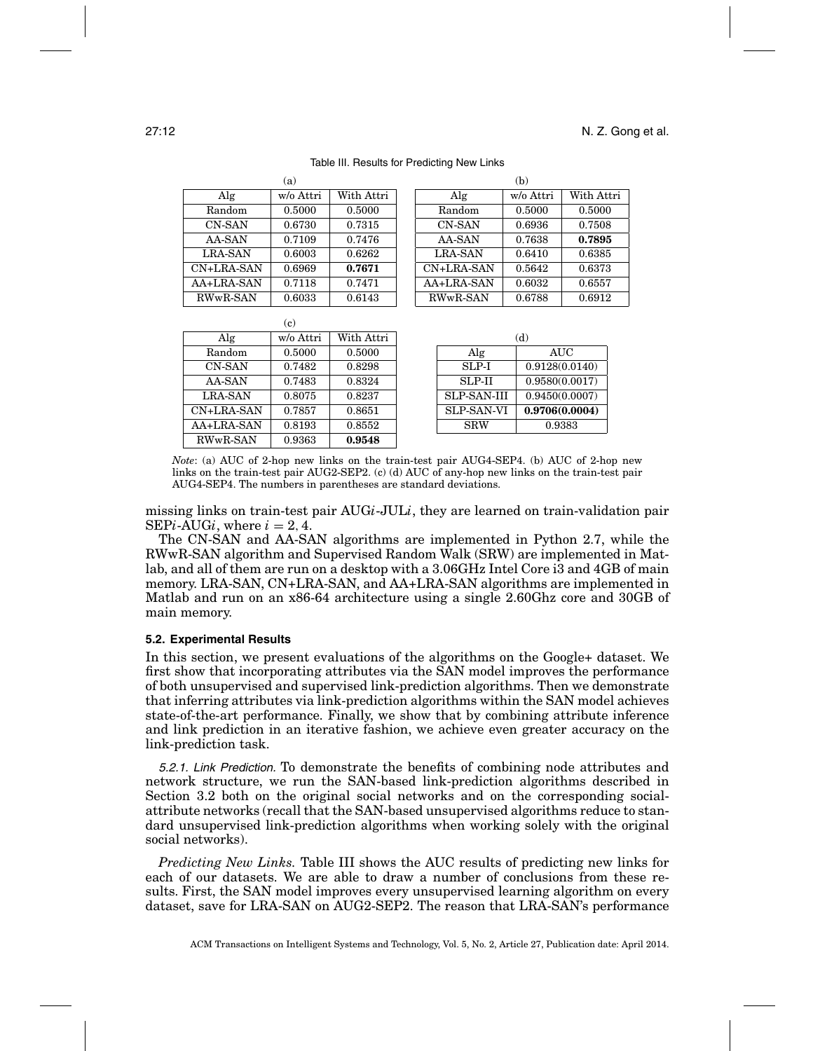Table III. Results for Predicting New Links

(a)

| Alg | w/o Attri | With Attri |
|---|---|---|
| Random | 0.5000 | 0.5000 |
| CN-SAN | 0.6730 | 0.7315 |
| AA-SAN | 0.7109 | 0.7476 |
| LRA-SAN | 0.6003 | 0.6262 |
| CN+LRA-SAN | 0.6969 | **0.7671** |
| AA+LRA-SAN | 0.7118 | 0.7471 |
| RWwR-SAN | 0.6033 | 0.6143 |

(b)

| Alg | w/o Attri | With Attri |
|---|---|---|
| Random | 0.5000 | 0.5000 |
| CN-SAN | 0.6936 | 0.7508 |
| AA-SAN | 0.7638 | **0.7895** |
| LRA-SAN | 0.6410 | 0.6385 |
| CN+LRA-SAN | 0.5642 | 0.6373 |
| AA+LRA-SAN | 0.6032 | 0.6557 |
| RWwR-SAN | 0.6788 | 0.6912 |

(c)

| Alg | w/o Attri | With Attri |
|---|---|---|
| Random | 0.5000 | 0.5000 |
| CN-SAN | 0.7482 | 0.8298 |
| AA-SAN | 0.7483 | 0.8324 |
| LRA-SAN | 0.8075 | 0.8237 |
| CN+LRA-SAN | 0.7857 | 0.8651 |
| AA+LRA-SAN | 0.8193 | 0.8552 |
| RWwR-SAN | 0.9363 | **0.9548** |

(d)

| Alg | AUC |
|---|---|
| SLP-I | 0.9128(0.0140) |
| SLP-II | 0.9580(0.0017) |
| SLP-SAN-III | 0.9450(0.0007) |
| SLP-SAN-VI | **0.9706(0.0004)** |
| SRW | 0.9383 |

*Note*: (a) AUC of 2-hop new links on the train-test pair AUG4-SEP4. (b) AUC of 2-hop new links on the train-test pair AUG2-SEP2. (c) (d) AUC of any-hop new links on the train-test pair AUG4-SEP4. The numbers in parentheses are standard deviations.

missing links on train-test pair AUG$i$-JUL$i$, they are learned on train-validation pair SEP$i$-AUG$i$, where $i = 2, 4$.

The CN-SAN and AA-SAN algorithms are implemented in Python 2.7, while the RWwR-SAN algorithm and Supervised Random Walk (SRW) are implemented in Matlab, and all of them are run on a desktop with a 3.06GHz Intel Core i3 and 4GB of main memory. LRA-SAN, CN+LRA-SAN, and AA+LRA-SAN algorithms are implemented in Matlab and run on an x86-64 architecture using a single 2.60Ghz core and 30GB of main memory.

### 5.2. Experimental Results

In this section, we present evaluations of the algorithms on the Google+ dataset. We first show that incorporating attributes via the SAN model improves the performance of both unsupervised and supervised link-prediction algorithms. Then we demonstrate that inferring attributes via link-prediction algorithms within the SAN model achieves state-of-the-art performance. Finally, we show that by combining attribute inference and link prediction in an iterative fashion, we achieve even greater accuracy on the link-prediction task.

*5.2.1. Link Prediction.* To demonstrate the benefits of combining node attributes and network structure, we run the SAN-based link-prediction algorithms described in Section 3.2 both on the original social networks and on the corresponding social-attribute networks (recall that the SAN-based unsupervised algorithms reduce to standard unsupervised link-prediction algorithms when working solely with the original social networks).

*Predicting New Links.* Table III shows the AUC results of predicting new links for each of our datasets. We are able to draw a number of conclusions from these results. First, the SAN model improves every unsupervised learning algorithm on every dataset, save for LRA-SAN on AUG2-SEP2. The reason that LRA-SAN's performance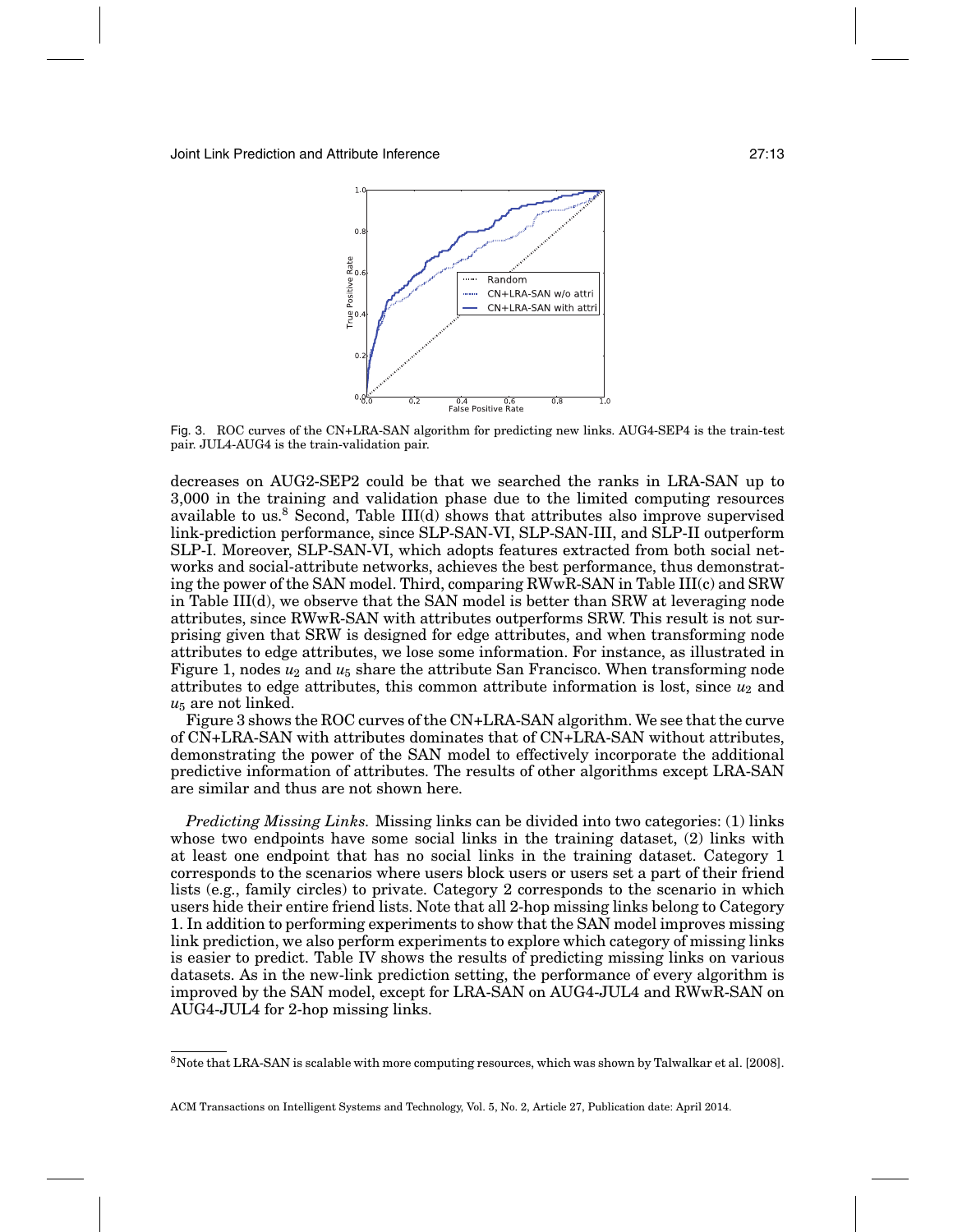Fig. 3. ROC curves of the CN+LRA-SAN algorithm for predicting new links. AUG4-SEP4 is the train-test pair. JUL4-AUG4 is the train-validation pair.

decreases on AUG2-SEP2 could be that we searched the ranks in LRA-SAN up to 3,000 in the training and validation phase due to the limited computing resources available to us.[8] Second, Table III(d) shows that attributes also improve supervised link-prediction performance, since SLP-SAN-VI, SLP-SAN-III, and SLP-II outperform SLP-I. Moreover, SLP-SAN-VI, which adopts features extracted from both social networks and social-attribute networks, achieves the best performance, thus demonstrating the power of the SAN model. Third, comparing RWwR-SAN in Table III(c) and SRW in Table III(d), we observe that the SAN model is better than SRW at leveraging node attributes, since RWwR-SAN with attributes outperforms SRW. This result is not surprising given that SRW is designed for edge attributes, and when transforming node attributes to edge attributes, we lose some information. For instance, as illustrated in Figure 1, nodes $u_2$ and $u_5$ share the attribute San Francisco. When transforming node attributes to edge attributes, this common attribute information is lost, since $u_2$ and $u_5$ are not linked.

Figure 3 shows the ROC curves of the CN+LRA-SAN algorithm. We see that the curve of CN+LRA-SAN with attributes dominates that of CN+LRA-SAN without attributes, demonstrating the power of the SAN model to effectively incorporate the additional predictive information of attributes. The results of other algorithms except LRA-SAN are similar and thus are not shown here.

*Predicting Missing Links.* Missing links can be divided into two categories: (1) links whose two endpoints have some social links in the training dataset, (2) links with at least one endpoint that has no social links in the training dataset. Category 1 corresponds to the scenarios where users block users or users set a part of their friend lists (e.g., family circles) to private. Category 2 corresponds to the scenario in which users hide their entire friend lists. Note that all 2-hop missing links belong to Category 1. In addition to performing experiments to show that the SAN model improves missing link prediction, we also perform experiments to explore which category of missing links is easier to predict. Table IV shows the results of predicting missing links on various datasets. As in the new-link prediction setting, the performance of every algorithm is improved by the SAN model, except for LRA-SAN on AUG4-JUL4 and RWwR-SAN on AUG4-JUL4 for 2-hop missing links.

[8] Note that LRA-SAN is scalable with more computing resources, which was shown by Talwalkar et al. [2008].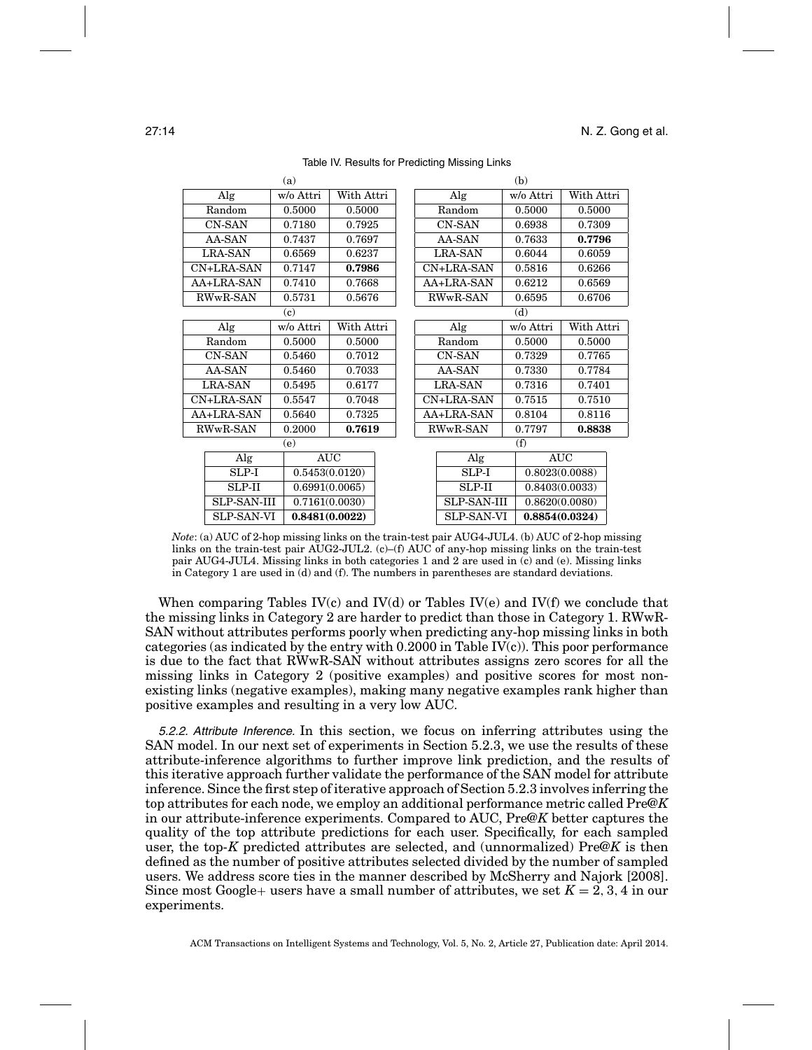Table IV. Results for Predicting Missing Links

(a)

| Alg | w/o Attri | With Attri |
|---|---|---|
| Random | 0.5000 | 0.5000 |
| CN-SAN | 0.7180 | 0.7925 |
| AA-SAN | 0.7437 | 0.7697 |
| LRA-SAN | 0.6569 | 0.6237 |
| CN+LRA-SAN | 0.7147 | **0.7986** |
| AA+LRA-SAN | 0.7410 | 0.7668 |
| RWwR-SAN | 0.5731 | 0.5676 |

(b)

| Alg | w/o Attri | With Attri |
|---|---|---|
| Random | 0.5000 | 0.5000 |
| CN-SAN | 0.6938 | 0.7309 |
| AA-SAN | 0.7633 | **0.7796** |
| LRA-SAN | 0.6044 | 0.6059 |
| CN+LRA-SAN | 0.5816 | 0.6266 |
| AA+LRA-SAN | 0.6212 | 0.6569 |
| RWwR-SAN | 0.6595 | 0.6706 |

(c)

| Alg | w/o Attri | With Attri |
|---|---|---|
| Random | 0.5000 | 0.5000 |
| CN-SAN | 0.5460 | 0.7012 |
| AA-SAN | 0.5460 | 0.7033 |
| LRA-SAN | 0.5495 | 0.6177 |
| CN+LRA-SAN | 0.5547 | 0.7048 |
| AA+LRA-SAN | 0.5640 | 0.7325 |
| RWwR-SAN | 0.2000 | **0.7619** |

(d)

| Alg | w/o Attri | With Attri |
|---|---|---|
| Random | 0.5000 | 0.5000 |
| CN-SAN | 0.7329 | 0.7765 |
| AA-SAN | 0.7330 | 0.7784 |
| LRA-SAN | 0.7316 | 0.7401 |
| CN+LRA-SAN | 0.7515 | 0.7510 |
| AA+LRA-SAN | 0.8104 | 0.8116 |
| RWwR-SAN | 0.7797 | **0.8838** |

(e)

| Alg | AUC |
|---|---|
| SLP-I | 0.5453(0.0120) |
| SLP-II | 0.6991(0.0065) |
| SLP-SAN-III | 0.7161(0.0030) |
| SLP-SAN-VI | **0.8481(0.0022)** |

(f)

| Alg | AUC |
|---|---|
| SLP-I | 0.8023(0.0088) |
| SLP-II | 0.8403(0.0033) |
| SLP-SAN-III | 0.8620(0.0080) |
| SLP-SAN-VI | **0.8854(0.0324)** |

*Note*: (a) AUC of 2-hop missing links on the train-test pair AUG4-JUL4. (b) AUC of 2-hop missing links on the train-test pair AUG2-JUL2. (c)–(f) AUC of any-hop missing links on the train-test pair AUG4-JUL4. Missing links in both categories 1 and 2 are used in (c) and (e). Missing links in Category 1 are used in (d) and (f). The numbers in parentheses are standard deviations.

When comparing Tables IV(c) and IV(d) or Tables IV(e) and IV(f) we conclude that the missing links in Category 2 are harder to predict than those in Category 1. RWwR-SAN without attributes performs poorly when predicting any-hop missing links in both categories (as indicated by the entry with 0.2000 in Table IV(c)). This poor performance is due to the fact that RWwR-SAN without attributes assigns zero scores for all the missing links in Category 2 (positive examples) and positive scores for most non-existing links (negative examples), making many negative examples rank higher than positive examples and resulting in a very low AUC.

#### 5.2.2. Attribute Inference.

In this section, we focus on inferring attributes using the SAN model. In our next set of experiments in Section 5.2.3, we use the results of these attribute-inference algorithms to further improve link prediction, and the results of this iterative approach further validate the performance of the SAN model for attribute inference. Since the first step of iterative approach of Section 5.2.3 involves inferring the top attributes for each node, we employ an additional performance metric called Pre@$K$ in our attribute-inference experiments. Compared to AUC, Pre@$K$ better captures the quality of the top attribute predictions for each user. Specifically, for each sampled user, the top-$K$ predicted attributes are selected, and (unnormalized) Pre@$K$ is then defined as the number of positive attributes selected divided by the number of sampled users. We address score ties in the manner described by McSherry and Najork [2008]. Since most Google+ users have a small number of attributes, we set $K = 2, 3, 4$ in our experiments.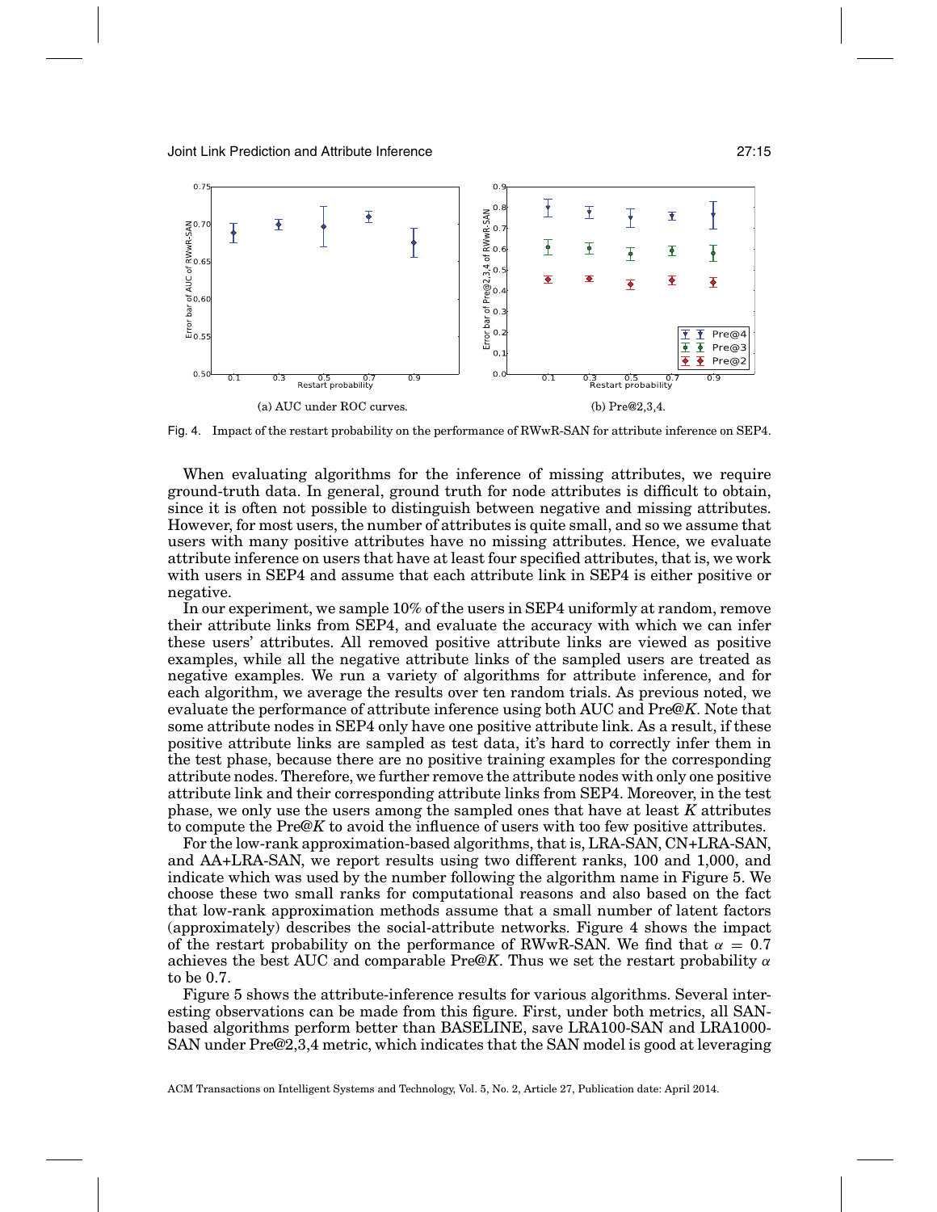(a) AUC under ROC curves.

(b) Pre@2,3,4.

Fig. 4. Impact of the restart probability on the performance of RWwR-SAN for attribute inference on SEP4.

When evaluating algorithms for the inference of missing attributes, we require ground-truth data. In general, ground truth for node attributes is difficult to obtain, since it is often not possible to distinguish between negative and missing attributes. However, for most users, the number of attributes is quite small, and so we assume that users with many positive attributes have no missing attributes. Hence, we evaluate attribute inference on users that have at least four specified attributes, that is, we work with users in SEP4 and assume that each attribute link in SEP4 is either positive or negative.

In our experiment, we sample 10% of the users in SEP4 uniformly at random, remove their attribute links from SEP4, and evaluate the accuracy with which we can infer these users' attributes. All removed positive attribute links are viewed as positive examples, while all the negative attribute links of the sampled users are treated as negative examples. We run a variety of algorithms for attribute inference, and for each algorithm, we average the results over ten random trials. As previous noted, we evaluate the performance of attribute inference using both AUC and Pre@$K$. Note that some attribute nodes in SEP4 only have one positive attribute link. As a result, if these positive attribute links are sampled as test data, it's hard to correctly infer them in the test phase, because there are no positive training examples for the corresponding attribute nodes. Therefore, we further remove the attribute nodes with only one positive attribute link and their corresponding attribute links from SEP4. Moreover, in the test phase, we only use the users among the sampled ones that have at least $K$ attributes to compute the Pre@$K$ to avoid the influence of users with too few positive attributes.

For the low-rank approximation-based algorithms, that is, LRA-SAN, CN+LRA-SAN, and AA+LRA-SAN, we report results using two different ranks, 100 and 1,000, and indicate which was used by the number following the algorithm name in Figure 5. We choose these two small ranks for computational reasons and also based on the fact that low-rank approximation methods assume that a small number of latent factors (approximately) describes the social-attribute networks. Figure 4 shows the impact of the restart probability on the performance of RWwR-SAN. We find that $\alpha = 0.7$ achieves the best AUC and comparable Pre@$K$. Thus we set the restart probability $\alpha$ to be 0.7.

Figure 5 shows the attribute-inference results for various algorithms. Several interesting observations can be made from this figure. First, under both metrics, all SAN-based algorithms perform better than BASELINE, save LRA100-SAN and LRA1000-SAN under Pre@2,3,4 metric, which indicates that the SAN model is good at leveraging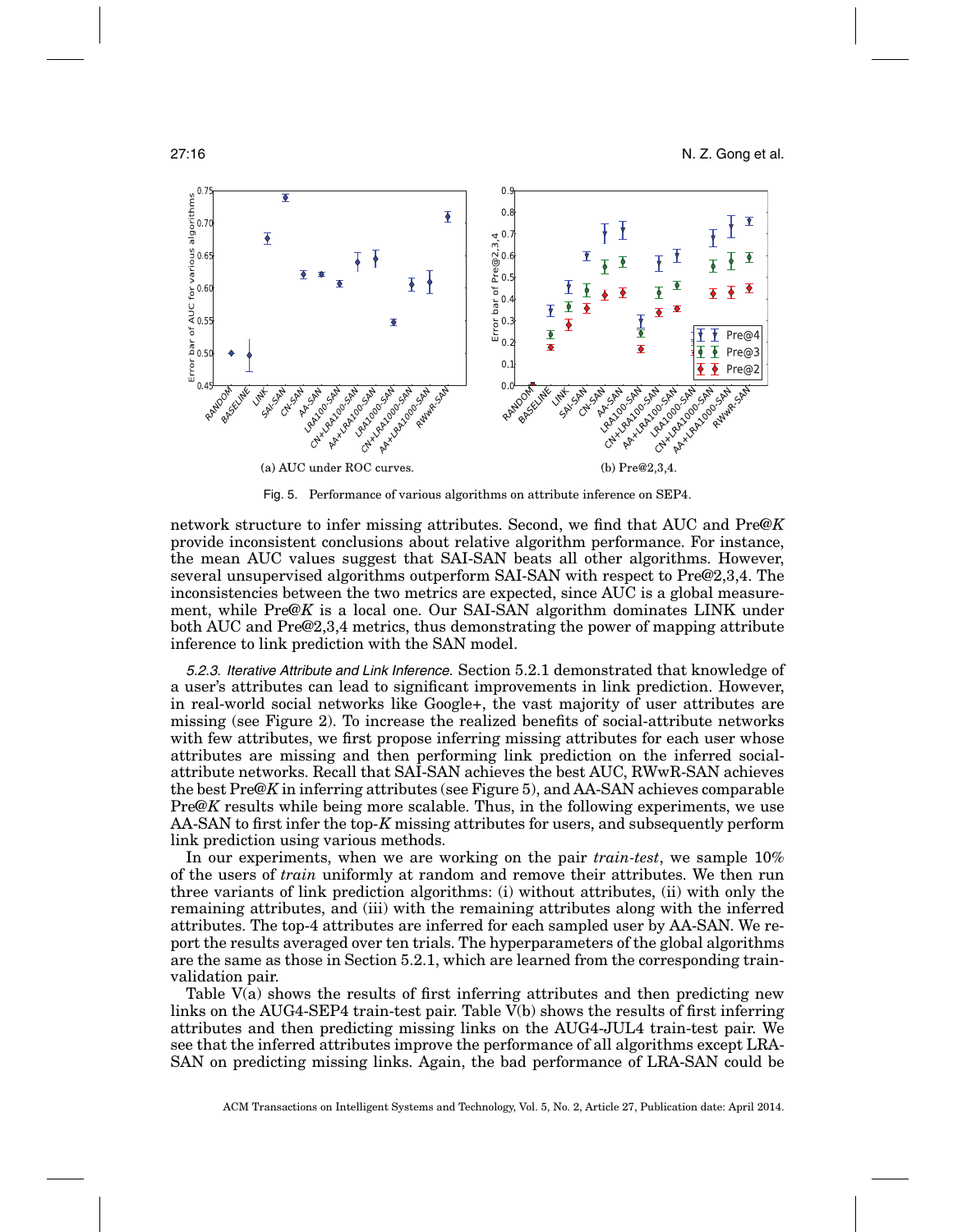(a) AUC under ROC curves.

(b) Pre@2,3,4.

Fig. 5. Performance of various algorithms on attribute inference on SEP4.

network structure to infer missing attributes. Second, we find that AUC and Pre@*K* provide inconsistent conclusions about relative algorithm performance. For instance, the mean AUC values suggest that SAI-SAN beats all other algorithms. However, several unsupervised algorithms outperform SAI-SAN with respect to Pre@2,3,4. The inconsistencies between the two metrics are expected, since AUC is a global measurement, while Pre@*K* is a local one. Our SAI-SAN algorithm dominates LINK under both AUC and Pre@2,3,4 metrics, thus demonstrating the power of mapping attribute inference to link prediction with the SAN model.

*5.2.3. Iterative Attribute and Link Inference.* Section 5.2.1 demonstrated that knowledge of a user's attributes can lead to significant improvements in link prediction. However, in real-world social networks like Google+, the vast majority of user attributes are missing (see Figure 2). To increase the realized benefits of social-attribute networks with few attributes, we first propose inferring missing attributes for each user whose attributes are missing and then performing link prediction on the inferred social-attribute networks. Recall that SAI-SAN achieves the best AUC, RWwR-SAN achieves the best Pre@*K* in inferring attributes (see Figure 5), and AA-SAN achieves comparable Pre@*K* results while being more scalable. Thus, in the following experiments, we use AA-SAN to first infer the top-*K* missing attributes for users, and subsequently perform link prediction using various methods.

In our experiments, when we are working on the pair *train-test*, we sample 10% of the users of *train* uniformly at random and remove their attributes. We then run three variants of link prediction algorithms: (i) without attributes, (ii) with only the remaining attributes, and (iii) with the remaining attributes along with the inferred attributes. The top-4 attributes are inferred for each sampled user by AA-SAN. We report the results averaged over ten trials. The hyperparameters of the global algorithms are the same as those in Section 5.2.1, which are learned from the corresponding train-validation pair.

Table V(a) shows the results of first inferring attributes and then predicting new links on the AUG4-SEP4 train-test pair. Table V(b) shows the results of first inferring attributes and then predicting missing links on the AUG4-JUL4 train-test pair. We see that the inferred attributes improve the performance of all algorithms except LRA-SAN on predicting missing links. Again, the bad performance of LRA-SAN could be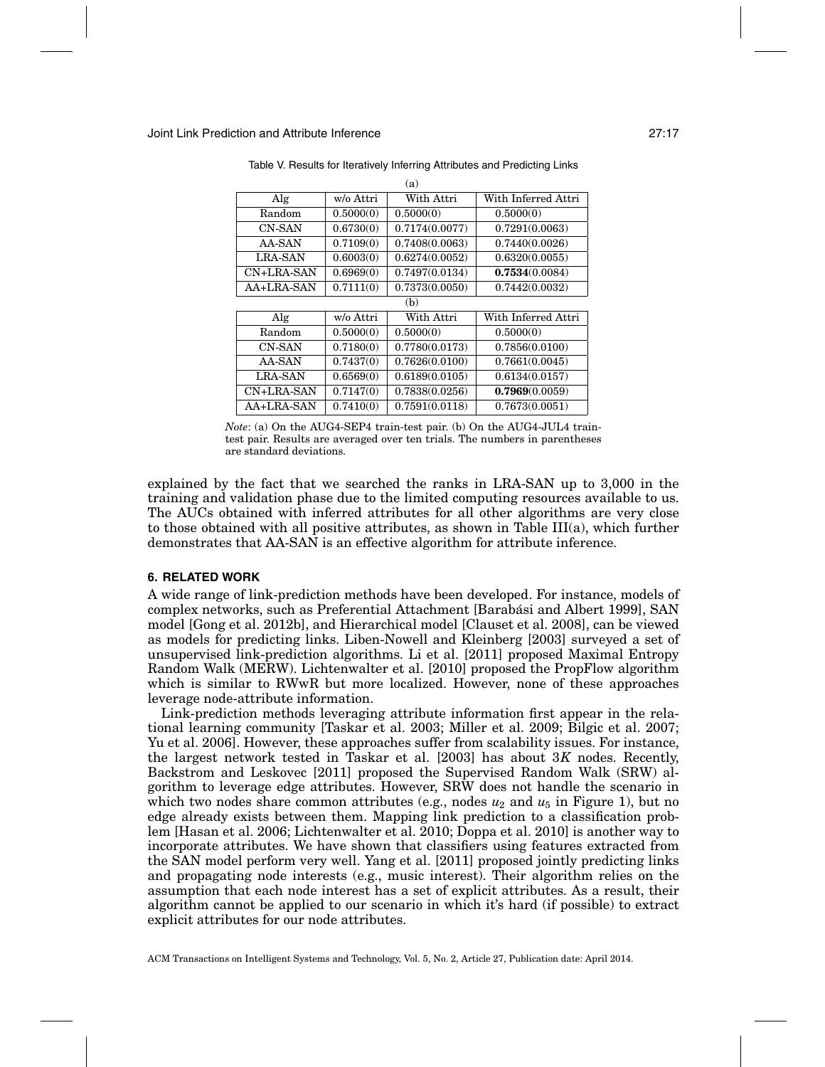Table V. Results for Iteratively Inferring Attributes and Predicting Links

(a)

| Alg | w/o Attri | With Attri | With Inferred Attri |
|---|---|---|---|
| Random | 0.5000(0) | 0.5000(0) | 0.5000(0) |
| CN-SAN | 0.6730(0) | 0.7174(0.0077) | 0.7291(0.0063) |
| AA-SAN | 0.7109(0) | 0.7408(0.0063) | 0.7440(0.0026) |
| LRA-SAN | 0.6003(0) | 0.6274(0.0052) | 0.6320(0.0055) |
| CN+LRA-SAN | 0.6969(0) | 0.7497(0.0134) | **0.7534**(0.0084) |
| AA+LRA-SAN | 0.7111(0) | 0.7373(0.0050) | 0.7442(0.0032) |

(b)

| Alg | w/o Attri | With Attri | With Inferred Attri |
|---|---|---|---|
| Random | 0.5000(0) | 0.5000(0) | 0.5000(0) |
| CN-SAN | 0.7180(0) | 0.7780(0.0173) | 0.7856(0.0100) |
| AA-SAN | 0.7437(0) | 0.7626(0.0100) | 0.7661(0.0045) |
| LRA-SAN | 0.6569(0) | 0.6189(0.0105) | 0.6134(0.0157) |
| CN+LRA-SAN | 0.7147(0) | 0.7838(0.0256) | **0.7969**(0.0059) |
| AA+LRA-SAN | 0.7410(0) | 0.7591(0.0118) | 0.7673(0.0051) |

*Note*: (a) On the AUG4-SEP4 train-test pair. (b) On the AUG4-JUL4 train-test pair. Results are averaged over ten trials. The numbers in parentheses are standard deviations.

explained by the fact that we searched the ranks in LRA-SAN up to 3,000 in the training and validation phase due to the limited computing resources available to us. The AUCs obtained with inferred attributes for all other algorithms are very close to those obtained with all positive attributes, as shown in Table III(a), which further demonstrates that AA-SAN is an effective algorithm for attribute inference.

## 6. RELATED WORK

A wide range of link-prediction methods have been developed. For instance, models of complex networks, such as Preferential Attachment [Barabási and Albert 1999], SAN model [Gong et al. 2012b], and Hierarchical model [Clauset et al. 2008], can be viewed as models for predicting links. Liben-Nowell and Kleinberg [2003] surveyed a set of unsupervised link-prediction algorithms. Li et al. [2011] proposed Maximal Entropy Random Walk (MERW). Lichtenwalter et al. [2010] proposed the PropFlow algorithm which is similar to RWwR but more localized. However, none of these approaches leverage node-attribute information.

Link-prediction methods leveraging attribute information first appear in the relational learning community [Taskar et al. 2003; Miller et al. 2009; Bilgic et al. 2007; Yu et al. 2006]. However, these approaches suffer from scalability issues. For instance, the largest network tested in Taskar et al. [2003] has about $3K$ nodes. Recently, Backstrom and Leskovec [2011] proposed the Supervised Random Walk (SRW) algorithm to leverage edge attributes. However, SRW does not handle the scenario in which two nodes share common attributes (e.g., nodes $u_2$ and $u_5$ in Figure 1), but no edge already exists between them. Mapping link prediction to a classification problem [Hasan et al. 2006; Lichtenwalter et al. 2010; Doppa et al. 2010] is another way to incorporate attributes. We have shown that classifiers using features extracted from the SAN model perform very well. Yang et al. [2011] proposed jointly predicting links and propagating node interests (e.g., music interest). Their algorithm relies on the assumption that each node interest has a set of explicit attributes. As a result, their algorithm cannot be applied to our scenario in which it's hard (if possible) to extract explicit attributes for our node attributes.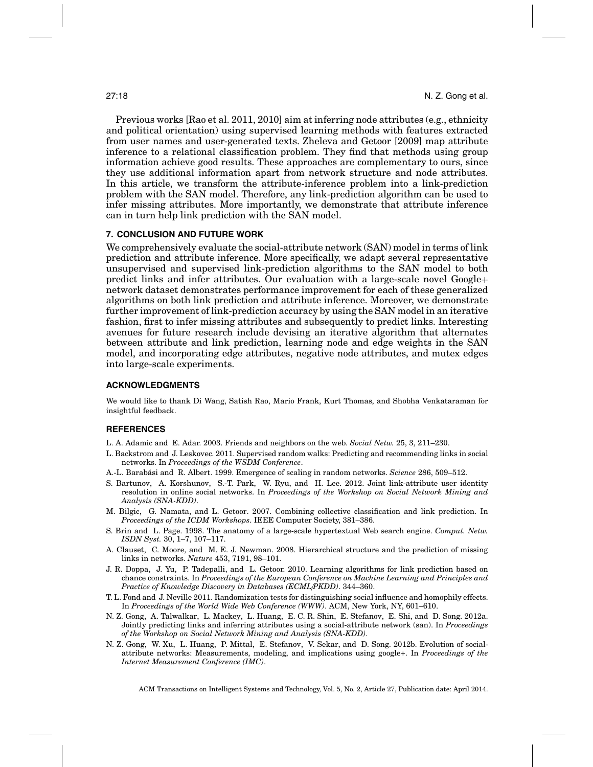Previous works [Rao et al. 2011, 2010] aim at inferring node attributes (e.g., ethnicity and political orientation) using supervised learning methods with features extracted from user names and user-generated texts. Zheleva and Getoor [2009] map attribute inference to a relational classification problem. They find that methods using group information achieve good results. These approaches are complementary to ours, since they use additional information apart from network structure and node attributes. In this article, we transform the attribute-inference problem into a link-prediction problem with the SAN model. Therefore, any link-prediction algorithm can be used to infer missing attributes. More importantly, we demonstrate that attribute inference can in turn help link prediction with the SAN model.

## 7. CONCLUSION AND FUTURE WORK

We comprehensively evaluate the social-attribute network (SAN) model in terms of link prediction and attribute inference. More specifically, we adapt several representative unsupervised and supervised link-prediction algorithms to the SAN model to both predict links and infer attributes. Our evaluation with a large-scale novel Google+ network dataset demonstrates performance improvement for each of these generalized algorithms on both link prediction and attribute inference. Moreover, we demonstrate further improvement of link-prediction accuracy by using the SAN model in an iterative fashion, first to infer missing attributes and subsequently to predict links. Interesting avenues for future research include devising an iterative algorithm that alternates between attribute and link prediction, learning node and edge weights in the SAN model, and incorporating edge attributes, negative node attributes, and mutex edges into large-scale experiments.

## ACKNOWLEDGMENTS

We would like to thank Di Wang, Satish Rao, Mario Frank, Kurt Thomas, and Shobha Venkataraman for insightful feedback.

## REFERENCES

L. A. Adamic and E. Adar. 2003. Friends and neighbors on the web. *Social Netw.* 25, 3, 211–230.

L. Backstrom and J. Leskovec. 2011. Supervised random walks: Predicting and recommending links in social networks. In *Proceedings of the WSDM Conference*.

A.-L. Barabási and R. Albert. 1999. Emergence of scaling in random networks. *Science* 286, 509–512.

S. Bartunov, A. Korshunov, S.-T. Park, W. Ryu, and H. Lee. 2012. Joint link-attribute user identity resolution in online social networks. In *Proceedings of the Workshop on Social Network Mining and Analysis (SNA-KDD)*.

M. Bilgic, G. Namata, and L. Getoor. 2007. Combining collective classification and link prediction. In *Proceedings of the ICDM Workshops*. IEEE Computer Society, 381–386.

S. Brin and L. Page. 1998. The anatomy of a large-scale hypertextual Web search engine. *Comput. Netw. ISDN Syst.* 30, 1–7, 107–117.

A. Clauset, C. Moore, and M. E. J. Newman. 2008. Hierarchical structure and the prediction of missing links in networks. *Nature* 453, 7191, 98–101.

J. R. Doppa, J. Yu, P. Tadepalli, and L. Getoor. 2010. Learning algorithms for link prediction based on chance constraints. In *Proceedings of the European Conference on Machine Learning and Principles and Practice of Knowledge Discovery in Databases (ECML/PKDD)*. 344–360.

T. L. Fond and J. Neville 2011. Randomization tests for distinguishing social influence and homophily effects. In *Proceedings of the World Wide Web Conference (WWW)*. ACM, New York, NY, 601–610.

N. Z. Gong, A. Talwalkar, L. Mackey, L. Huang, E. C. R. Shin, E. Stefanov, E. Shi, and D. Song. 2012a. Jointly predicting links and inferring attributes using a social-attribute network (san). In *Proceedings of the Workshop on Social Network Mining and Analysis (SNA-KDD)*.

N. Z. Gong, W. Xu, L. Huang, P. Mittal, E. Stefanov, V. Sekar, and D. Song. 2012b. Evolution of social-attribute networks: Measurements, modeling, and implications using google+. In *Proceedings of the Internet Measurement Conference (IMC)*.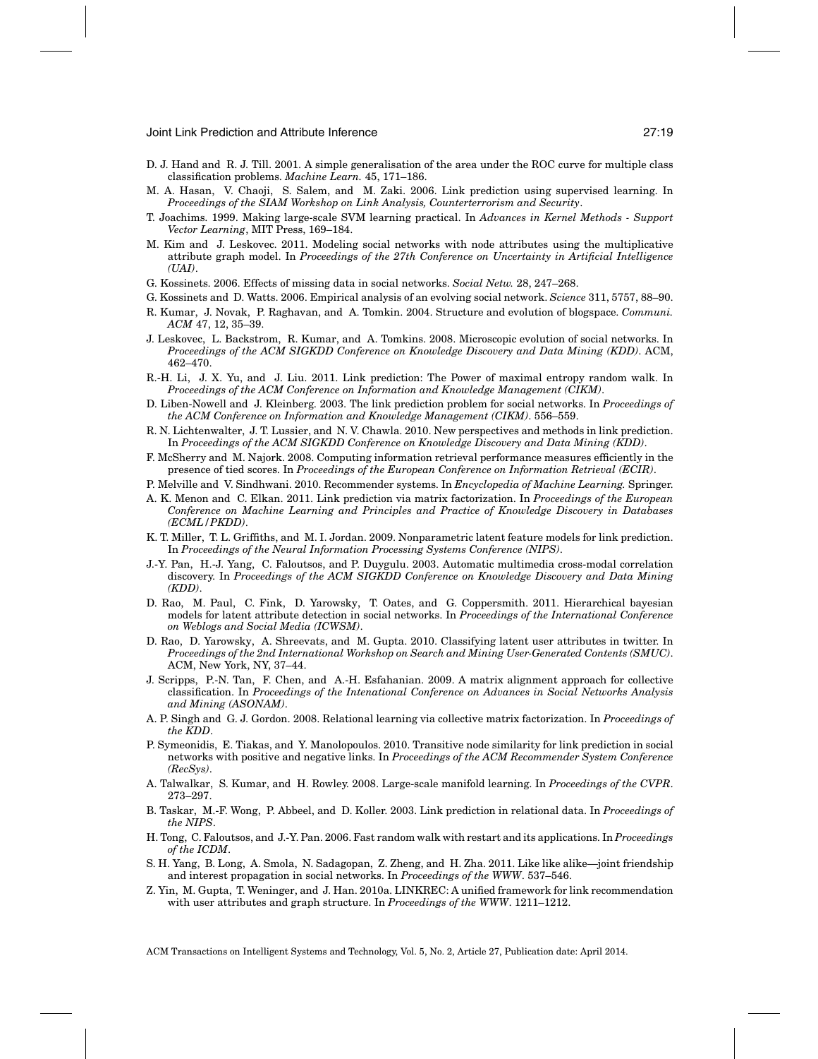D. J. Hand and R. J. Till. 2001. A simple generalisation of the area under the ROC curve for multiple class classification problems. *Machine Learn.* 45, 171–186.

M. A. Hasan, V. Chaoji, S. Salem, and M. Zaki. 2006. Link prediction using supervised learning. In *Proceedings of the SIAM Workshop on Link Analysis, Counterterrorism and Security*.

T. Joachims. 1999. Making large-scale SVM learning practical. In *Advances in Kernel Methods - Support Vector Learning*, MIT Press, 169–184.

M. Kim and J. Leskovec. 2011. Modeling social networks with node attributes using the multiplicative attribute graph model. In *Proceedings of the 27th Conference on Uncertainty in Artificial Intelligence (UAI)*.

G. Kossinets. 2006. Effects of missing data in social networks. *Social Netw.* 28, 247–268.

G. Kossinets and D. Watts. 2006. Empirical analysis of an evolving social network. *Science* 311, 5757, 88–90.

R. Kumar, J. Novak, P. Raghavan, and A. Tomkin. 2004. Structure and evolution of blogspace. *Communi. ACM* 47, 12, 35–39.

J. Leskovec, L. Backstrom, R. Kumar, and A. Tomkins. 2008. Microscopic evolution of social networks. In *Proceedings of the ACM SIGKDD Conference on Knowledge Discovery and Data Mining (KDD)*. ACM, 462–470.

R.-H. Li, J. X. Yu, and J. Liu. 2011. Link prediction: The Power of maximal entropy random walk. In *Proceedings of the ACM Conference on Information and Knowledge Management (CIKM)*.

D. Liben-Nowell and J. Kleinberg. 2003. The link prediction problem for social networks. In *Proceedings of the ACM Conference on Information and Knowledge Management (CIKM)*. 556–559.

R. N. Lichtenwalter, J. T. Lussier, and N. V. Chawla. 2010. New perspectives and methods in link prediction. In *Proceedings of the ACM SIGKDD Conference on Knowledge Discovery and Data Mining (KDD)*.

F. McSherry and M. Najork. 2008. Computing information retrieval performance measures efficiently in the presence of tied scores. In *Proceedings of the European Conference on Information Retrieval (ECIR)*.

P. Melville and V. Sindhwani. 2010. Recommender systems. In *Encyclopedia of Machine Learning.* Springer.

A. K. Menon and C. Elkan. 2011. Link prediction via matrix factorization. In *Proceedings of the European Conference on Machine Learning and Principles and Practice of Knowledge Discovery in Databases (ECML/PKDD)*.

K. T. Miller, T. L. Griffiths, and M. I. Jordan. 2009. Nonparametric latent feature models for link prediction. In *Proceedings of the Neural Information Processing Systems Conference (NIPS)*.

J.-Y. Pan, H.-J. Yang, C. Faloutsos, and P. Duygulu. 2003. Automatic multimedia cross-modal correlation discovery. In *Proceedings of the ACM SIGKDD Conference on Knowledge Discovery and Data Mining (KDD)*.

D. Rao, M. Paul, C. Fink, D. Yarowsky, T. Oates, and G. Coppersmith. 2011. Hierarchical bayesian models for latent attribute detection in social networks. In *Proceedings of the International Conference on Weblogs and Social Media (ICWSM)*.

D. Rao, D. Yarowsky, A. Shreevats, and M. Gupta. 2010. Classifying latent user attributes in twitter. In *Proceedings of the 2nd International Workshop on Search and Mining User-Generated Contents (SMUC)*. ACM, New York, NY, 37–44.

J. Scripps, P.-N. Tan, F. Chen, and A.-H. Esfahanian. 2009. A matrix alignment approach for collective classification. In *Proceedings of the Intenational Conference on Advances in Social Networks Analysis and Mining (ASONAM)*.

A. P. Singh and G. J. Gordon. 2008. Relational learning via collective matrix factorization. In *Proceedings of the KDD*.

P. Symeonidis, E. Tiakas, and Y. Manolopoulos. 2010. Transitive node similarity for link prediction in social networks with positive and negative links. In *Proceedings of the ACM Recommender System Conference (RecSys)*.

A. Talwalkar, S. Kumar, and H. Rowley. 2008. Large-scale manifold learning. In *Proceedings of the CVPR*. 273–297.

B. Taskar, M.-F. Wong, P. Abbeel, and D. Koller. 2003. Link prediction in relational data. In *Proceedings of the NIPS*.

H. Tong, C. Faloutsos, and J.-Y. Pan. 2006. Fast random walk with restart and its applications. In *Proceedings of the ICDM*.

S. H. Yang, B. Long, A. Smola, N. Sadagopan, Z. Zheng, and H. Zha. 2011. Like like alike—joint friendship and interest propagation in social networks. In *Proceedings of the WWW*. 537–546.

Z. Yin, M. Gupta, T. Weninger, and J. Han. 2010a. LINKREC: A unified framework for link recommendation with user attributes and graph structure. In *Proceedings of the WWW*. 1211–1212.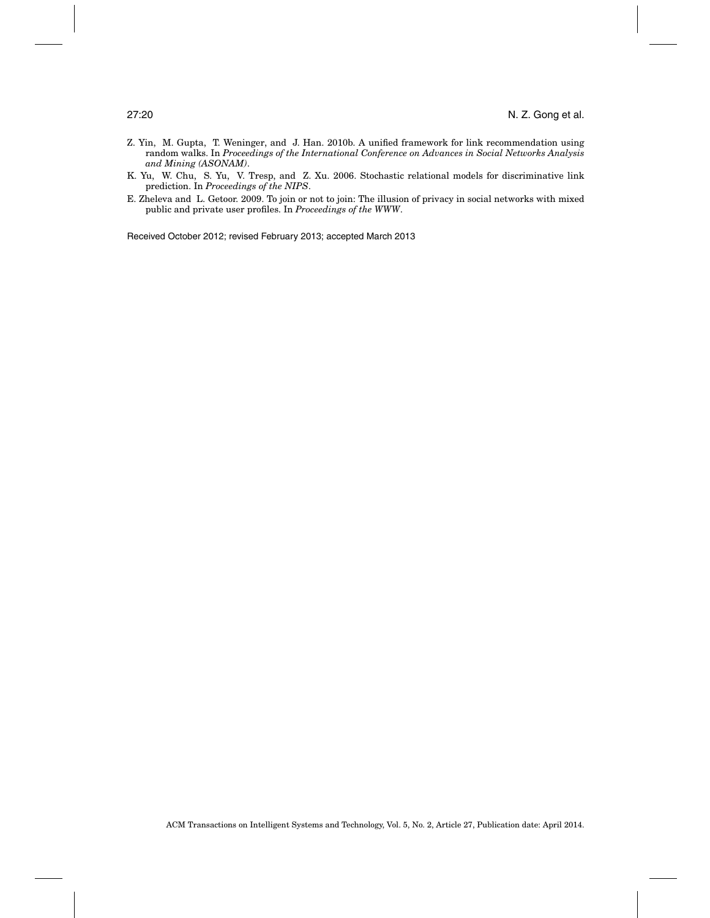Z. Yin, M. Gupta, T. Weninger, and J. Han. 2010b. A unified framework for link recommendation using random walks. In *Proceedings of the International Conference on Advances in Social Networks Analysis and Mining (ASONAM)*.

K. Yu, W. Chu, S. Yu, V. Tresp, and Z. Xu. 2006. Stochastic relational models for discriminative link prediction. In *Proceedings of the NIPS*.

E. Zheleva and L. Getoor. 2009. To join or not to join: The illusion of privacy in social networks with mixed public and private user profiles. In *Proceedings of the WWW*.

Received October 2012; revised February 2013; accepted March 2013